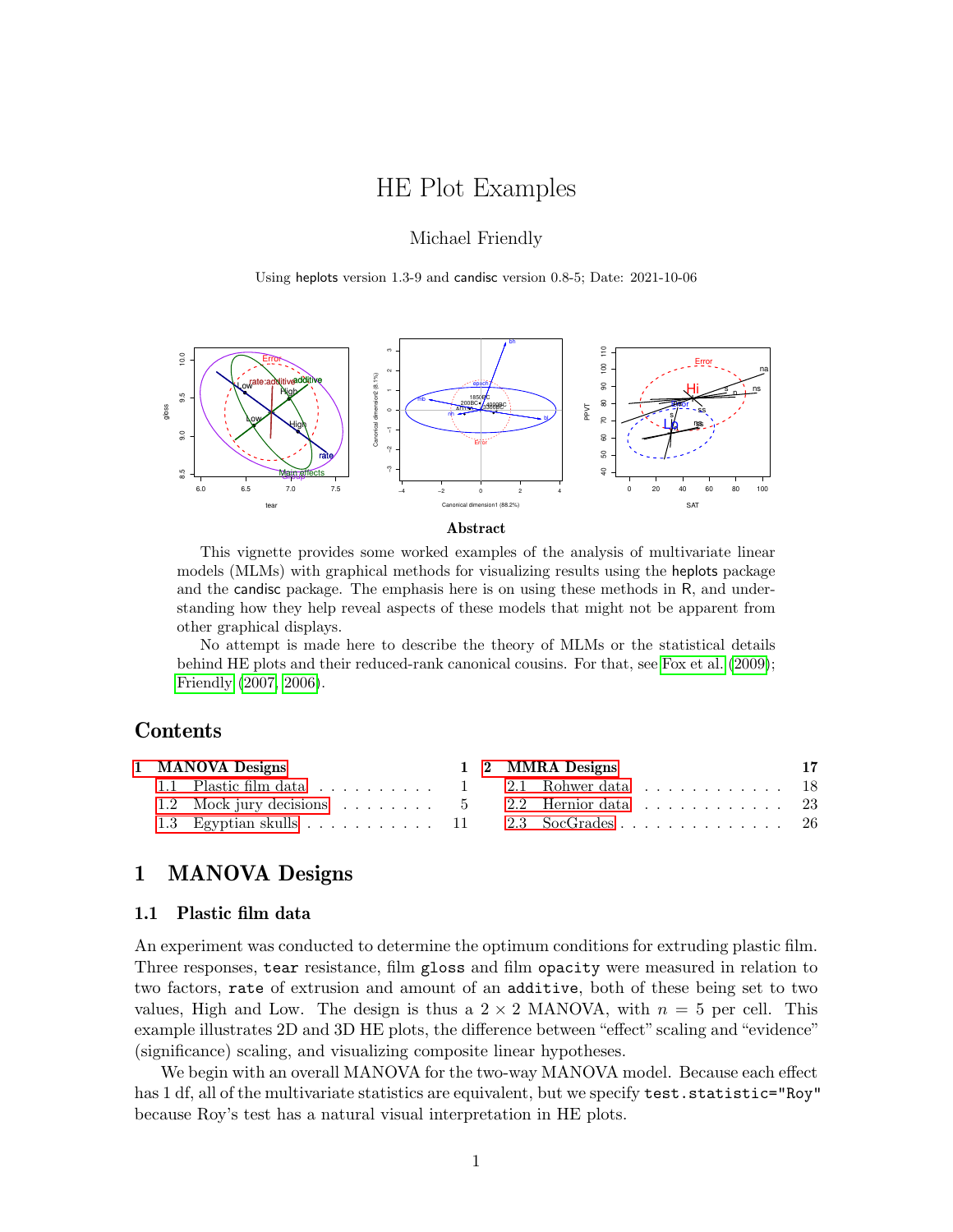# HE Plot Examples

Michael Friendly

Using heplots version 1.3-9 and candisc version 0.8-5; Date: 2021-10-06

**Abstract**

This vignette provides some worked examples of the analysis of multivariate linear models (MLMs) with graphical methods for visualizing results using the heplots package and the candisc package. The emphasis here is on using these methods in R, and understanding how they help reveal aspects of these models that might not be apparent from other graphical displays.

No attempt is made here to describe the theory of MLMs or the statistical details behind HE plots and their reduced-rank canonical cousins. For that, see Fox et al. (2009); Friendly (2007, 2006).

## Contents

- 1 MANOVA Designs — 1
  - 1.1 Plastic film data — 1
  - 1.2 Mock jury decisions — 5
  - 1.3 Egyptian skulls — 11
- 2 MMRA Designs — 17
  - 2.1 Rohwer data — 18
  - 2.2 Hernior data — 23
  - 2.3 SocGrades — 26

## 1 MANOVA Designs

### 1.1 Plastic film data

An experiment was conducted to determine the optimum conditions for extruding plastic film. Three responses, `tear` resistance, film `gloss` and film `opacity` were measured in relation to two factors, `rate` of extrusion and amount of an `additive`, both of these being set to two values, High and Low. The design is thus a $2 \times 2$ MANOVA, with $n = 5$ per cell. This example illustrates 2D and 3D HE plots, the difference between "effect" scaling and "evidence" (significance) scaling, and visualizing composite linear hypotheses.

We begin with an overall MANOVA for the two-way MANOVA model. Because each effect has 1 df, all of the multivariate statistics are equivalent, but we specify `test.statistic="Roy"` because Roy's test has a natural visual interpretation in HE plots.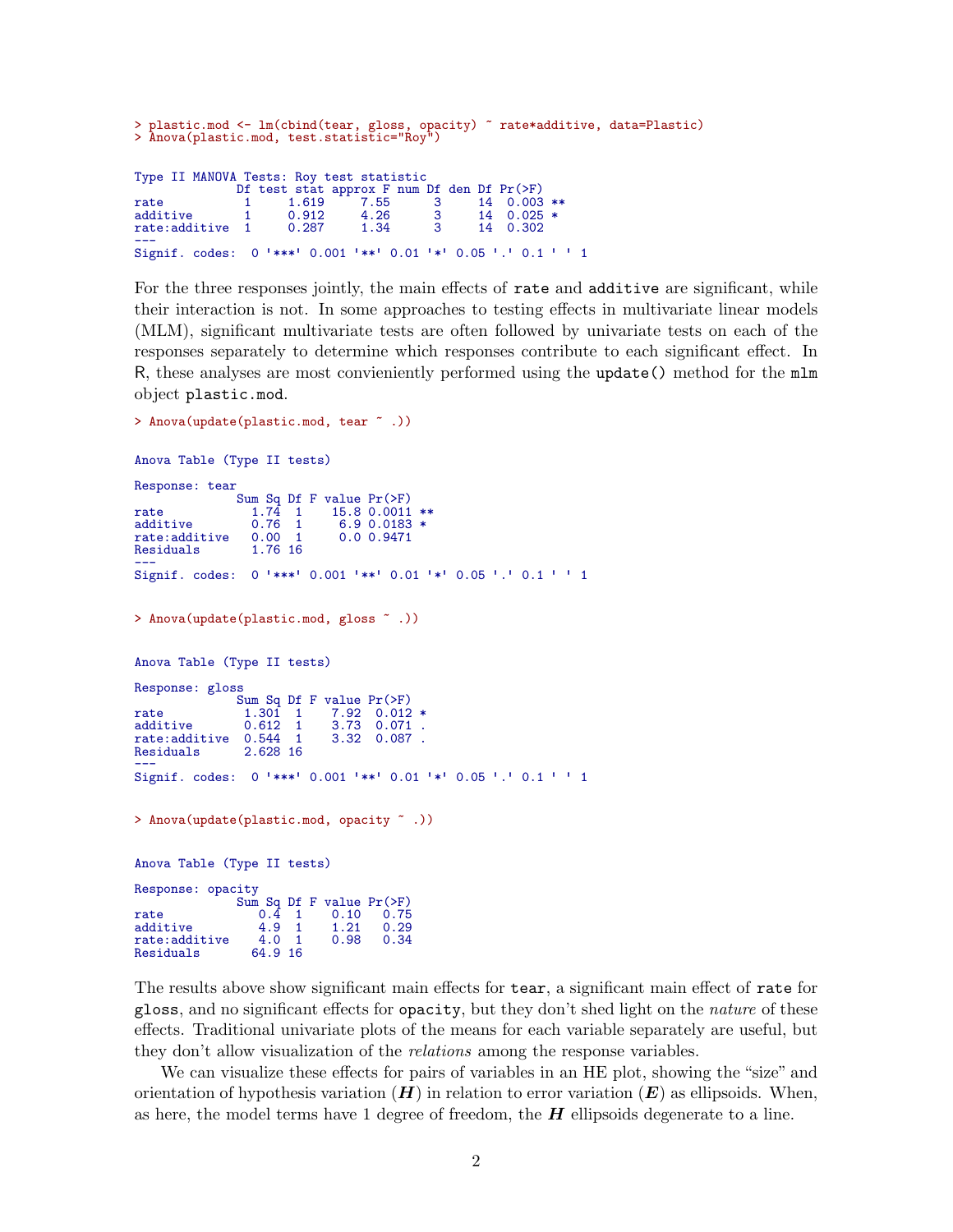```
> plastic.mod <- lm(cbind(tear, gloss, opacity) ~ rate*additive, data=Plastic)
> Anova(plastic.mod, test.statistic="Roy")


Type II MANOVA Tests: Roy test statistic
              Df test stat approx F num Df den Df Pr(>F)
rate           1     1.619     7.55      3     14  0.003 **
additive       1     0.912     4.26      3     14  0.025 *
rate:additive  1     0.287     1.34      3     14  0.302
---
Signif. codes:  0 '***' 0.001 '**' 0.01 '*' 0.05 '.' 0.1 ' ' 1
```

For the three responses jointly, the main effects of `rate` and `additive` are significant, while their interaction is not. In some approaches to testing effects in multivariate linear models (MLM), significant multivariate tests are often followed by univariate tests on each of the responses separately to determine which responses contribute to each significant effect. In R, these analyses are most convieniently performed using the `update()` method for the `mlm` object `plastic.mod`.

```
> Anova(update(plastic.mod, tear ~ .))


Anova Table (Type II tests)

Response: tear
              Sum Sq Df F value Pr(>F)
rate            1.74  1    15.8 0.0011 **
additive        0.76  1     6.9 0.0183 *
rate:additive   0.00  1     0.0 0.9471
Residuals       1.76 16
---
Signif. codes:  0 '***' 0.001 '**' 0.01 '*' 0.05 '.' 0.1 ' ' 1


> Anova(update(plastic.mod, gloss ~ .))


Anova Table (Type II tests)

Response: gloss
              Sum Sq Df F value Pr(>F)
rate           1.301  1    7.92  0.012 *
additive       0.612  1    3.73  0.071 .
rate:additive  0.544  1    3.32  0.087 .
Residuals      2.628 16
---
Signif. codes:  0 '***' 0.001 '**' 0.01 '*' 0.05 '.' 0.1 ' ' 1


> Anova(update(plastic.mod, opacity ~ .))


Anova Table (Type II tests)

Response: opacity
              Sum Sq Df F value Pr(>F)
rate             0.4  1    0.10   0.75
additive         4.9  1    1.21   0.29
rate:additive    4.0  1    0.98   0.34
Residuals       64.9 16
```

The results above show significant main effects for `tear`, a significant main effect of `rate` for `gloss`, and no significant effects for `opacity`, but they don't shed light on the *nature* of these effects. Traditional univariate plots of the means for each variable separately are useful, but they don't allow visualization of the *relations* among the response variables.

We can visualize these effects for pairs of variables in an HE plot, showing the "size" and orientation of hypothesis variation ($\boldsymbol{H}$) in relation to error variation ($\boldsymbol{E}$) as ellipsoids. When, as here, the model terms have 1 degree of freedom, the $\boldsymbol{H}$ ellipsoids degenerate to a line.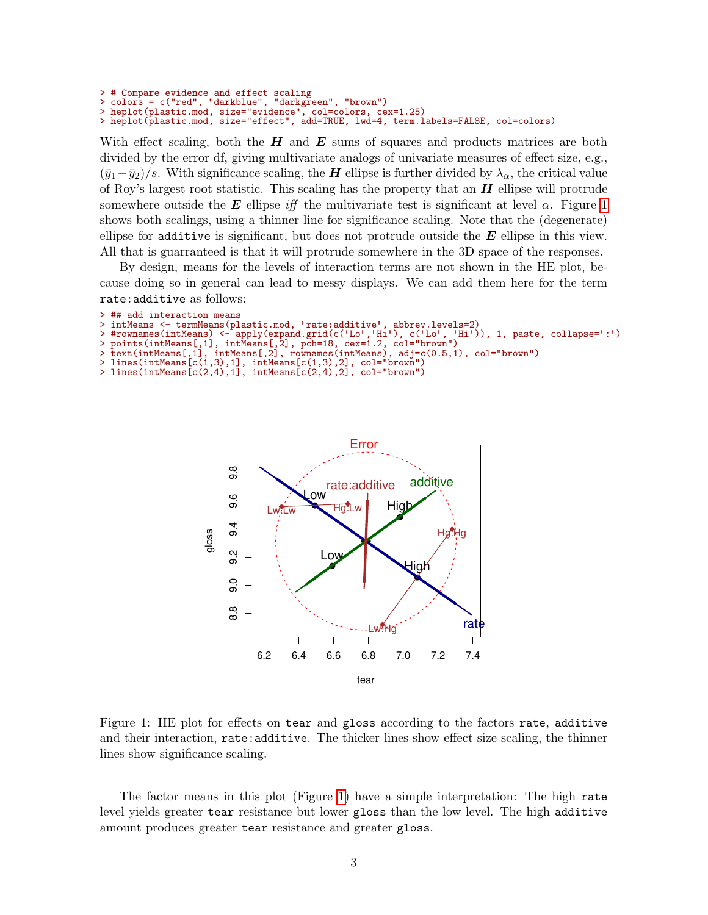```
> # Compare evidence and effect scaling
> colors = c("red", "darkblue", "darkgreen", "brown")
> heplot(plastic.mod, size="evidence", col=colors, cex=1.25)
> heplot(plastic.mod, size="effect", add=TRUE, lwd=4, term.labels=FALSE, col=colors)
```

With effect scaling, both the $\boldsymbol{H}$ and $\boldsymbol{E}$ sums of squares and products matrices are both divided by the error df, giving multivariate analogs of univariate measures of effect size, e.g., $(\bar{y}_1 - \bar{y}_2)/s$. With significance scaling, the $\boldsymbol{H}$ ellipse is further divided by $\lambda_\alpha$, the critical value of Roy's largest root statistic. This scaling has the property that an $\boldsymbol{H}$ ellipse will protrude somewhere outside the $\boldsymbol{E}$ ellipse *iff* the multivariate test is significant at level $\alpha$. Figure 1 shows both scalings, using a thinner line for significance scaling. Note that the (degenerate) ellipse for `additive` is significant, but does not protrude outside the $\boldsymbol{E}$ ellipse in this view. All that is guarranteed is that it will protrude somewhere in the 3D space of the responses.

By design, means for the levels of interaction terms are not shown in the HE plot, because doing so in general can lead to messy displays. We can add them here for the term `rate:additive` as follows:

```
> ## add interaction means
> intMeans <- termMeans(plastic.mod, 'rate:additive', abbrev.levels=2)
> #rownames(intMeans) <- apply(expand.grid(c('Lo','Hi'), c('Lo', 'Hi')), 1, paste, collapse=':')
> points(intMeans[,1], intMeans[,2], pch=18, cex=1.2, col="brown")
> text(intMeans[,1], intMeans[,2], rownames(intMeans), adj=c(0.5,1), col="brown")
> lines(intMeans[c(1,3),1], intMeans[c(1,3),2], col="brown")
> lines(intMeans[c(2,4),1], intMeans[c(2,4),2], col="brown")
```

Figure 1: HE plot for effects on `tear` and `gloss` according to the factors `rate`, `additive` and their interaction, `rate:additive`. The thicker lines show effect size scaling, the thinner lines show significance scaling.

The factor means in this plot (Figure 1) have a simple interpretation: The high `rate` level yields greater `tear` resistance but lower `gloss` than the low level. The high `additive` amount produces greater `tear` resistance and greater `gloss`.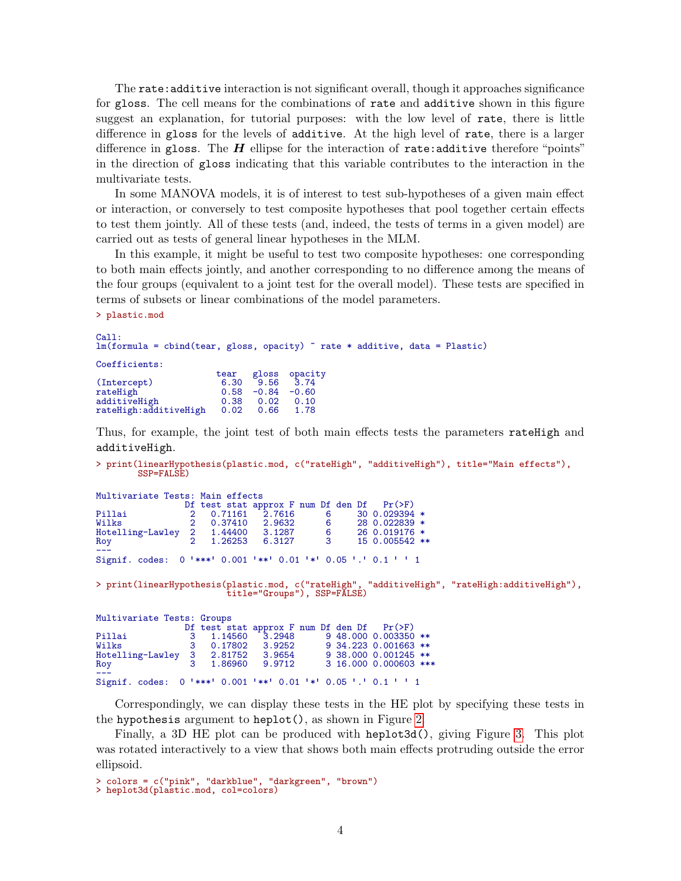The `rate:additive` interaction is not significant overall, though it approaches significance for `gloss`. The cell means for the combinations of `rate` and `additive` shown in this figure suggest an explanation, for tutorial purposes: with the low level of `rate`, there is little difference in `gloss` for the levels of `additive`. At the high level of `rate`, there is a larger difference in `gloss`. The $\boldsymbol{H}$ ellipse for the interaction of `rate:additive` therefore "points" in the direction of `gloss` indicating that this variable contributes to the interaction in the multivariate tests.

In some MANOVA models, it is of interest to test sub-hypotheses of a given main effect or interaction, or conversely to test composite hypotheses that pool together certain effects to test them jointly. All of these tests (and, indeed, the tests of terms in a given model) are carried out as tests of general linear hypotheses in the MLM.

In this example, it might be useful to test two composite hypotheses: one corresponding to both main effects jointly, and another corresponding to no difference among the means of the four groups (equivalent to a joint test for the overall model). These tests are specified in terms of subsets or linear combinations of the model parameters.

```
> plastic.mod

Call:
lm(formula = cbind(tear, gloss, opacity) ~ rate * additive, data = Plastic)

Coefficients:
                      tear   gloss  opacity
(Intercept)            6.30   9.56   3.74
rateHigh               0.58  -0.84  -0.60
additiveHigh           0.38   0.02   0.10
rateHigh:additiveHigh  0.02   0.66   1.78
```

Thus, for example, the joint test of both main effects tests the parameters `rateHigh` and `additiveHigh`.

```
> print(linearHypothesis(plastic.mod, c("rateHigh", "additiveHigh"), title="Main effects"),
       SSP=FALSE)

Multivariate Tests: Main effects
                 Df test stat approx F num Df den Df   Pr(>F)
Pillai            2   0.71161   2.7616      6     30 0.029394 *
Wilks             2   0.37410   2.9632      6     28 0.022839 *
Hotelling-Lawley  2   1.44400   3.1287      6     26 0.019176 *
Roy               2   1.26253   6.3127      3     15 0.005542 **
---
Signif. codes:  0 '***' 0.001 '**' 0.01 '*' 0.05 '.' 0.1 ' ' 1

> print(linearHypothesis(plastic.mod, c("rateHigh", "additiveHigh", "rateHigh:additiveHigh"),
                         title="Groups"), SSP=FALSE)

Multivariate Tests: Groups
                 Df test stat approx F num Df den Df   Pr(>F)
Pillai            3   1.14560   3.2948      9 48.000 0.003350 **
Wilks             3   0.17802   3.9252      9 34.223 0.001663 **
Hotelling-Lawley  3   2.81752   3.9654      9 38.000 0.001245 **
Roy               3   1.86960   9.9712      3 16.000 0.000603 ***
---
Signif. codes:  0 '***' 0.001 '**' 0.01 '*' 0.05 '.' 0.1 ' ' 1
```

Correspondingly, we can display these tests in the HE plot by specifying these tests in the `hypothesis` argument to `heplot()`, as shown in Figure 2.

Finally, a 3D HE plot can be produced with `heplot3d()`, giving Figure 3. This plot was rotated interactively to a view that shows both main effects protruding outside the error ellipsoid.

```
> colors = c("pink", "darkblue", "darkgreen", "brown")
> heplot3d(plastic.mod, col=colors)
```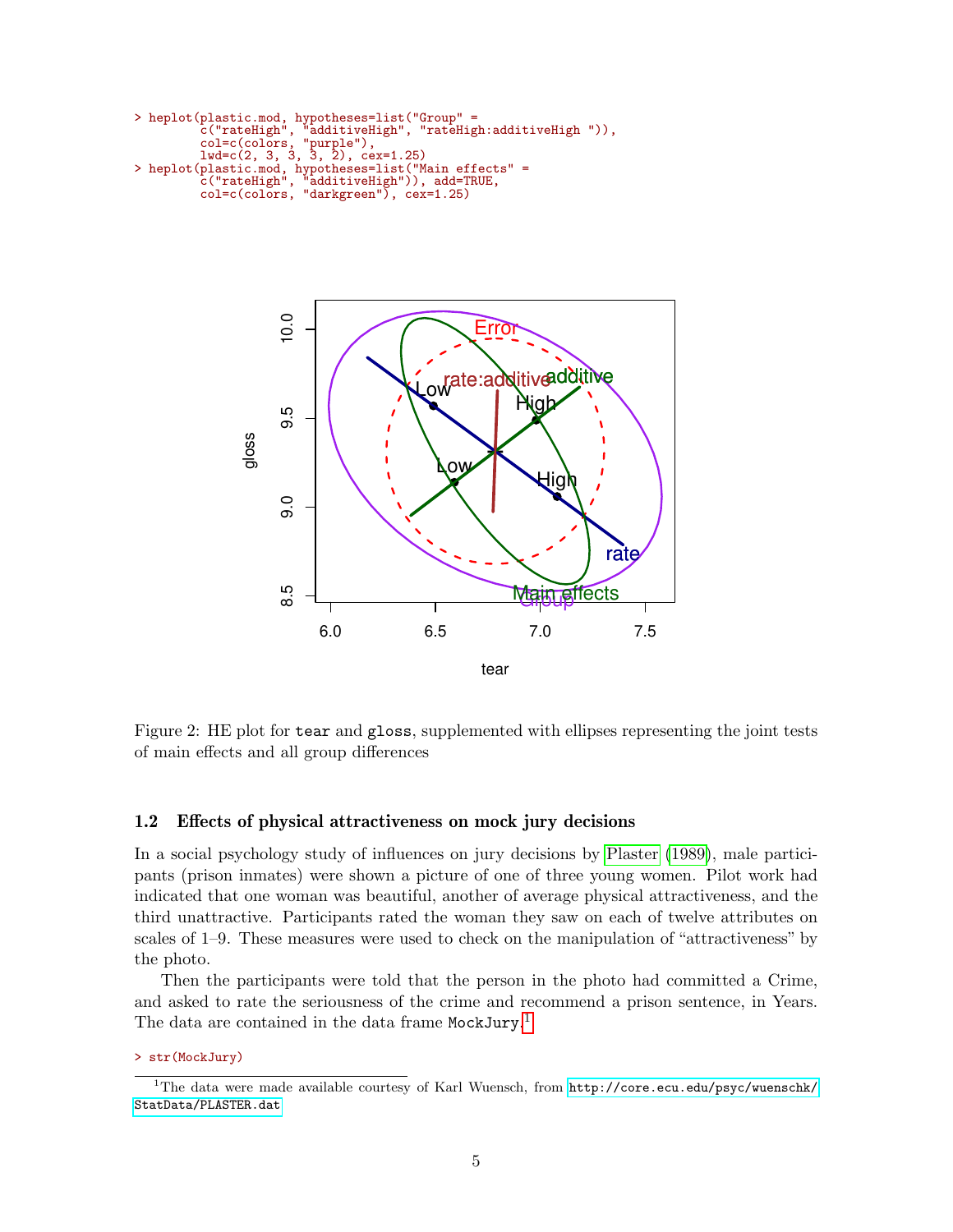```
> heplot(plastic.mod, hypotheses=list("Group" =
         c("rateHigh", "additiveHigh", "rateHigh:additiveHigh ")),
         col=c(colors, "purple"),
         lwd=c(2, 3, 3, 3, 2), cex=1.25)
> heplot(plastic.mod, hypotheses=list("Main effects" =
         c("rateHigh", "additiveHigh")), add=TRUE,
         col=c(colors, "darkgreen"), cex=1.25)
```

Figure 2: HE plot for `tear` and `gloss`, supplemented with ellipses representing the joint tests of main effects and all group differences

### 1.2 Effects of physical attractiveness on mock jury decisions

In a social psychology study of influences on jury decisions by Plaster (1989), male participants (prison inmates) were shown a picture of one of three young women. Pilot work had indicated that one woman was beautiful, another of average physical attractiveness, and the third unattractive. Participants rated the woman they saw on each of twelve attributes on scales of 1–9. These measures were used to check on the manipulation of "attractiveness" by the photo.

Then the participants were told that the person in the photo had committed a Crime, and asked to rate the seriousness of the crime and recommend a prison sentence, in Years. The data are contained in the data frame `MockJury`.[1]

```
> str(MockJury)
```

[1] The data were made available courtesy of Karl Wuensch, from `http://core.ecu.edu/psyc/wuenschk/StatData/PLASTER.dat`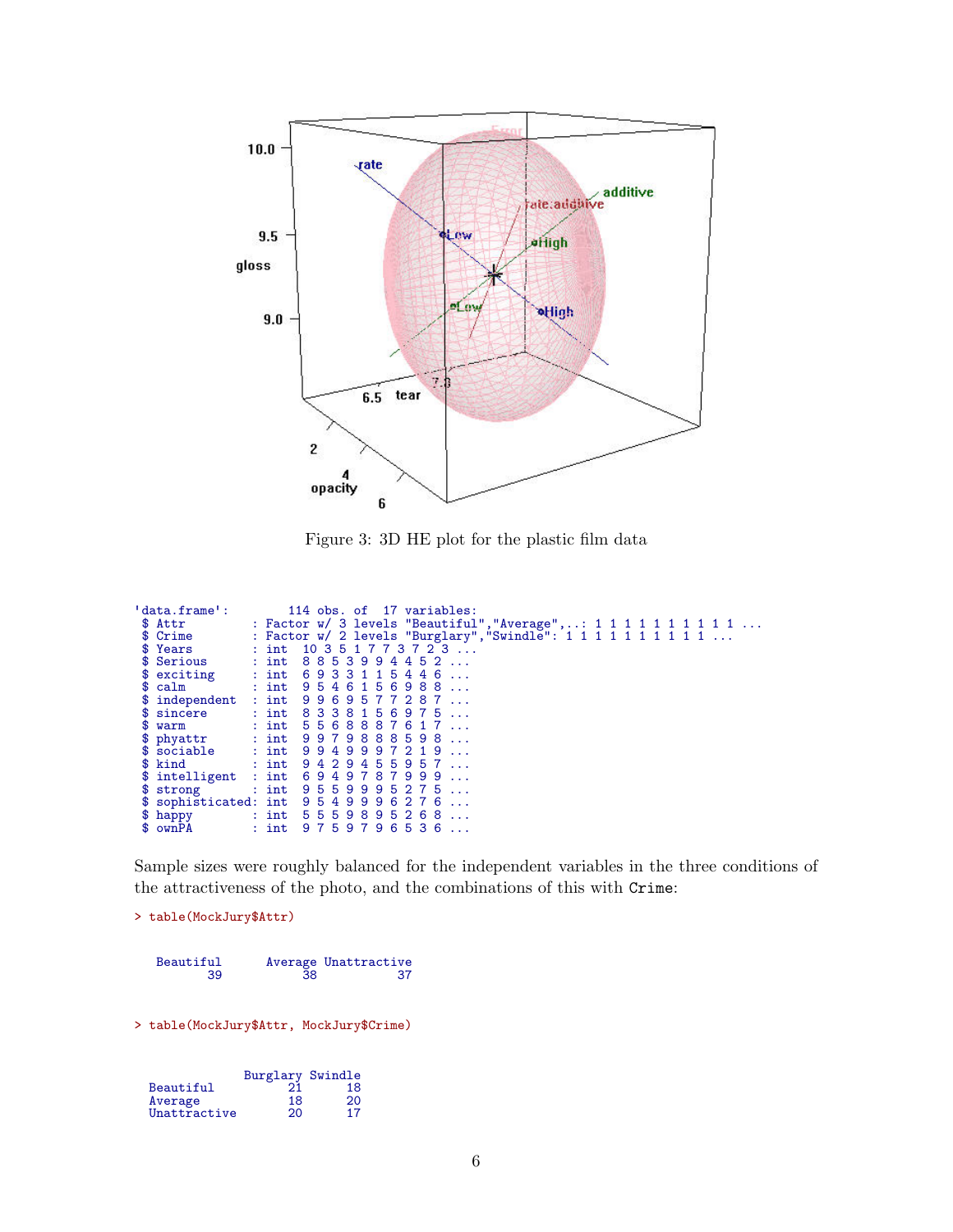Figure 3: 3D HE plot for the plastic film data

```
'data.frame':        114 obs. of  17 variables:
 $ Attr         : Factor w/ 3 levels "Beautiful","Average",..: 1 1 1 1 1 1 1 1 1 1 ...
 $ Crime        : Factor w/ 2 levels "Burglary","Swindle": 1 1 1 1 1 1 1 1 1 1 ...
 $ Years        : int  10 3 5 1 7 7 3 7 2 3 ...
 $ Serious      : int  8 8 5 3 9 9 4 4 5 2 ...
 $ exciting     : int  6 9 3 3 1 1 5 4 4 6 ...
 $ calm         : int  9 5 4 6 1 5 6 9 8 8 ...
 $ independent  : int  9 9 6 9 5 7 7 2 8 7 ...
 $ sincere      : int  8 3 3 8 1 5 6 9 7 5 ...
 $ warm         : int  5 5 6 8 8 8 7 6 1 7 ...
 $ phyattr      : int  9 9 7 9 8 8 8 5 9 8 ...
 $ sociable     : int  9 9 4 9 9 9 7 2 1 9 ...
 $ kind         : int  9 4 2 9 4 5 5 9 5 7 ...
 $ intelligent  : int  6 9 4 9 7 8 7 9 9 9 ...
 $ strong       : int  9 5 5 9 9 9 5 2 7 5 ...
 $ sophisticated: int  9 5 4 9 9 9 6 2 7 6 ...
 $ happy        : int  5 5 5 9 8 9 5 2 6 8 ...
 $ ownPA        : int  9 7 5 9 7 9 6 5 3 6 ...
```

Sample sizes were roughly balanced for the independent variables in the three conditions of the attractiveness of the photo, and the combinations of this with `Crime`:

```
> table(MockJury$Attr)

   Beautiful      Average Unattractive
          39           38           37
```

```
> table(MockJury$Attr, MockJury$Crime)

              Burglary Swindle
  Beautiful         21      18
  Average           18      20
  Unattractive      20      17
```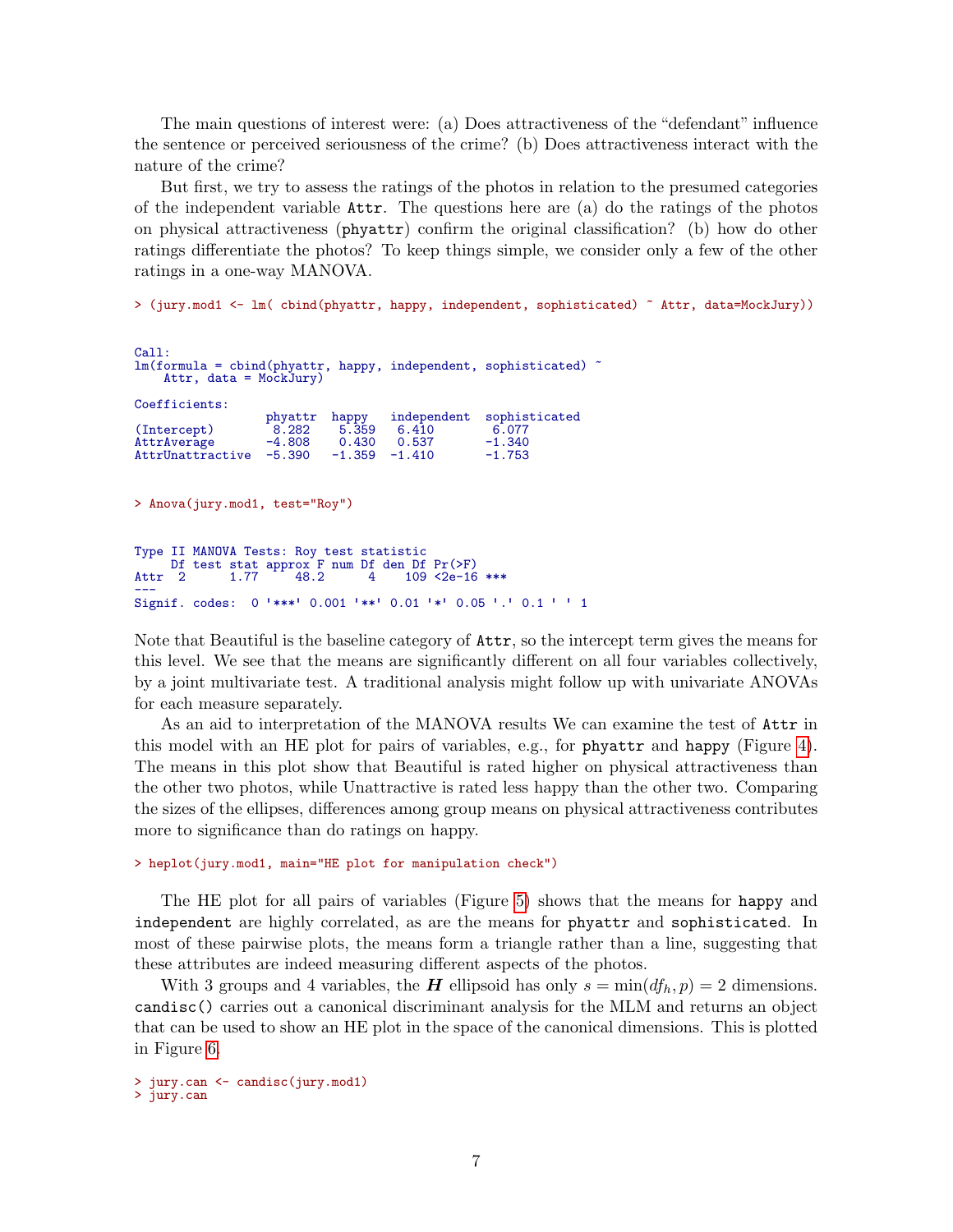The main questions of interest were: (a) Does attractiveness of the "defendant" influence the sentence or perceived seriousness of the crime? (b) Does attractiveness interact with the nature of the crime?

But first, we try to assess the ratings of the photos in relation to the presumed categories of the independent variable `Attr`. The questions here are (a) do the ratings of the photos on physical attractiveness (`phyattr`) confirm the original classification? (b) how do other ratings differentiate the photos? To keep things simple, we consider only a few of the other ratings in a one-way MANOVA.

```
> (jury.mod1 <- lm( cbind(phyattr, happy, independent, sophisticated) ~ Attr, data=MockJury))


Call:
lm(formula = cbind(phyattr, happy, independent, sophisticated) ~
    Attr, data = MockJury)

Coefficients:
                  phyattr  happy   independent  sophisticated
(Intercept)        8.282    5.359   6.410        6.077
AttrAverage       -4.808    0.430   0.537       -1.340
AttrUnattractive  -5.390   -1.359  -1.410       -1.753


> Anova(jury.mod1, test="Roy")


Type II MANOVA Tests: Roy test statistic
     Df test stat approx F num Df den Df Pr(>F)
Attr  2      1.77     48.2      4    109 <2e-16 ***
---
Signif. codes:  0 '***' 0.001 '**' 0.01 '*' 0.05 '.' 0.1 ' ' 1
```

Note that Beautiful is the baseline category of `Attr`, so the intercept term gives the means for this level. We see that the means are significantly different on all four variables collectively, by a joint multivariate test. A traditional analysis might follow up with univariate ANOVAs for each measure separately.

As an aid to interpretation of the MANOVA results We can examine the test of `Attr` in this model with an HE plot for pairs of variables, e.g., for `phyattr` and `happy` (Figure 4). The means in this plot show that Beautiful is rated higher on physical attractiveness than the other two photos, while Unattractive is rated less happy than the other two. Comparing the sizes of the ellipses, differences among group means on physical attractiveness contributes more to significance than do ratings on happy.

```
> heplot(jury.mod1, main="HE plot for manipulation check")
```

The HE plot for all pairs of variables (Figure 5) shows that the means for `happy` and `independent` are highly correlated, as are the means for `phyattr` and `sophisticated`. In most of these pairwise plots, the means form a triangle rather than a line, suggesting that these attributes are indeed measuring different aspects of the photos.

With 3 groups and 4 variables, the $\boldsymbol{H}$ ellipsoid has only $s = \min(df_h, p) = 2$ dimensions. `candisc()` carries out a canonical discriminant analysis for the MLM and returns an object that can be used to show an HE plot in the space of the canonical dimensions. This is plotted in Figure 6.

```
> jury.can <- candisc(jury.mod1)
> jury.can
```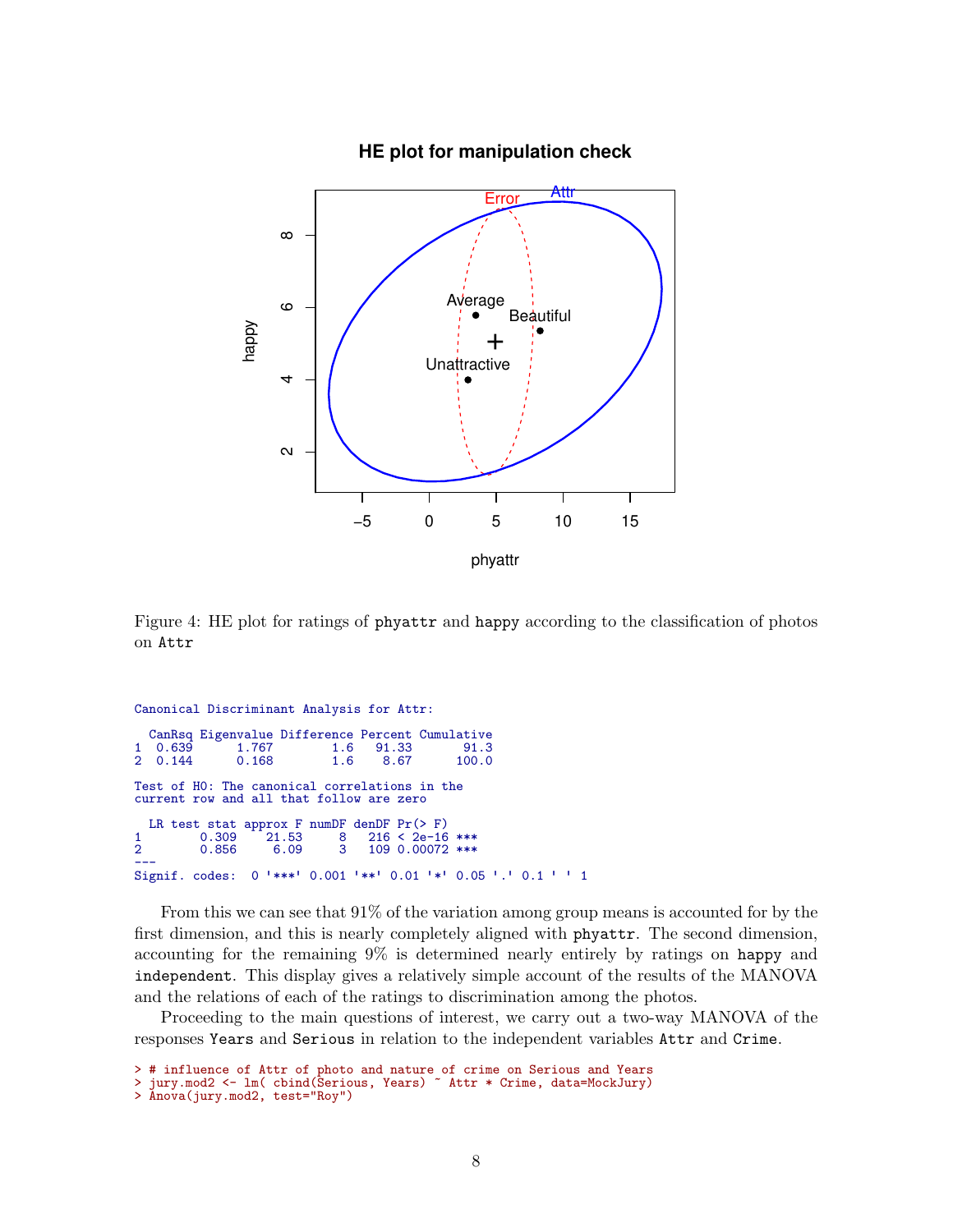Figure 4: HE plot for ratings of `phyattr` and `happy` according to the classification of photos on `Attr`

```
Canonical Discriminant Analysis for Attr:

  CanRsq Eigenvalue Difference Percent Cumulative
1  0.639      1.767        1.6   91.33       91.3
2  0.144      0.168        1.6    8.67      100.0

Test of H0: The canonical correlations in the
current row and all that follow are zero

  LR test stat approx F numDF denDF Pr(> F)
1        0.309    21.53     8   216 < 2e-16 ***
2        0.856     6.09     3   109 0.00072 ***
---
Signif. codes:  0 '***' 0.001 '**' 0.01 '*' 0.05 '.' 0.1 ' ' 1
```

From this we can see that 91% of the variation among group means is accounted for by the first dimension, and this is nearly completely aligned with `phyattr`. The second dimension, accounting for the remaining 9% is determined nearly entirely by ratings on `happy` and `independent`. This display gives a relatively simple account of the results of the MANOVA and the relations of each of the ratings to discrimination among the photos.

Proceeding to the main questions of interest, we carry out a two-way MANOVA of the responses `Years` and `Serious` in relation to the independent variables `Attr` and `Crime`.

```
> # influence of Attr of photo and nature of crime on Serious and Years
> jury.mod2 <- lm( cbind(Serious, Years) ~ Attr * Crime, data=MockJury)
> Anova(jury.mod2, test="Roy")
```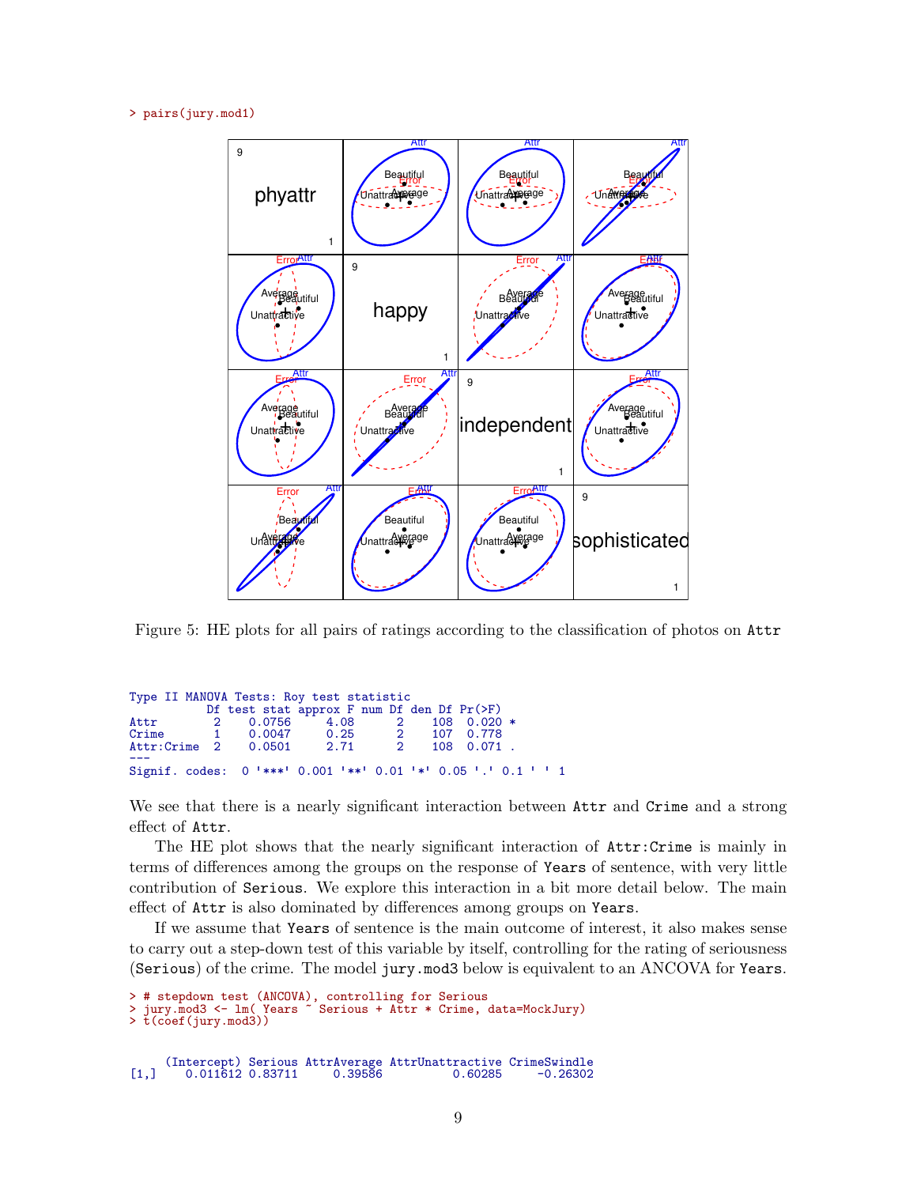```
> pairs(jury.mod1)
```

Figure 5: HE plots for all pairs of ratings according to the classification of photos on `Attr`

```
Type II MANOVA Tests: Roy test statistic
           Df test stat approx F num Df den Df Pr(>F)
Attr        2    0.0756     4.08      2    108  0.020 *
Crime       1    0.0047     0.25      2    107  0.778
Attr:Crime  2    0.0501     2.71      2    108  0.071 .
---
Signif. codes:  0 '***' 0.001 '**' 0.01 '*' 0.05 '.' 0.1 ' ' 1
```

We see that there is a nearly significant interaction between `Attr` and `Crime` and a strong effect of `Attr`.

The HE plot shows that the nearly significant interaction of `Attr:Crime` is mainly in terms of differences among the groups on the response of `Years` of sentence, with very little contribution of `Serious`. We explore this interaction in a bit more detail below. The main effect of `Attr` is also dominated by differences among groups on `Years`.

If we assume that `Years` of sentence is the main outcome of interest, it also makes sense to carry out a step-down test of this variable by itself, controlling for the rating of seriousness (`Serious`) of the crime. The model `jury.mod3` below is equivalent to an ANCOVA for `Years`.

```
> # stepdown test (ANCOVA), controlling for Serious
> jury.mod3 <- lm( Years ~ Serious + Attr * Crime, data=MockJury)
> t(coef(jury.mod3))
```

```
     (Intercept) Serious AttrAverage AttrUnattractive CrimeSwindle
[1,]    0.011612 0.83711     0.39586          0.60285     -0.26302
```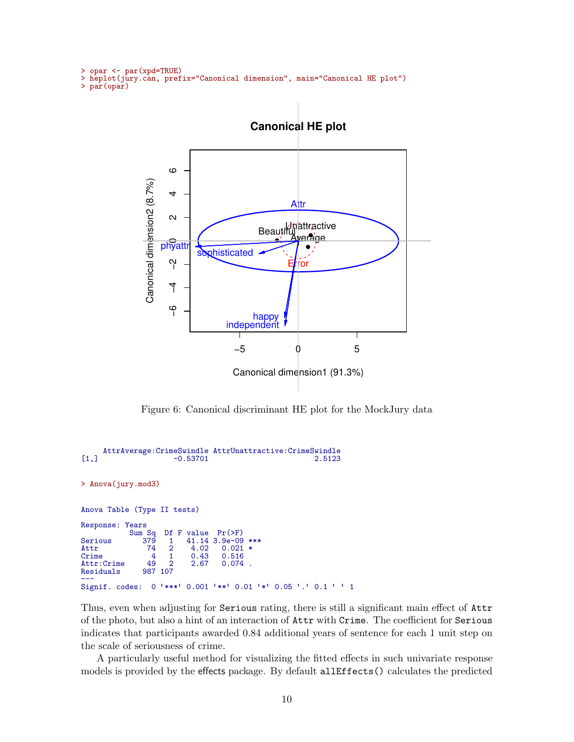```
> opar <- par(xpd=TRUE)
> heplot(jury.can, prefix="Canonical dimension", main="Canonical HE plot")
> par(opar)
```

Figure 6: Canonical discriminant HE plot for the MockJury data

```
     AttrAverage:CrimeSwindle AttrUnattractive:CrimeSwindle
[1,]                 -0.53701                        2.5123
```

```
> Anova(jury.mod3)
```

```
Anova Table (Type II tests)

Response: Years
            Sum Sq  Df F value  Pr(>F)    
Serious        379   1   41.14 3.9e-09 ***
Attr            74   2    4.02   0.021 *  
Crime            4   1    0.43   0.516    
Attr:Crime      49   2    2.67   0.074 .  
Residuals      987 107                    
---
Signif. codes:  0 '***' 0.001 '**' 0.01 '*' 0.05 '.' 0.1 ' ' 1
```

Thus, even when adjusting for `Serious` rating, there is still a significant main effect of `Attr` of the photo, but also a hint of an interaction of `Attr` with `Crime`. The coefficient for `Serious` indicates that participants awarded 0.84 additional years of sentence for each 1 unit step on the scale of seriousness of crime.

A particularly useful method for visualizing the fitted effects in such univariate response models is provided by the effects package. By default `allEffects()` calculates the predicted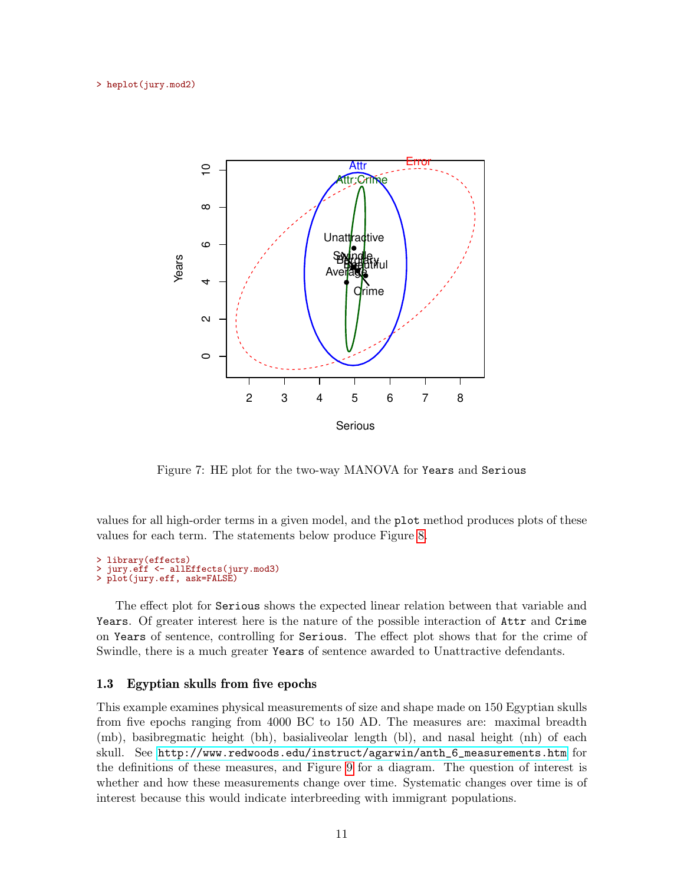```
> heplot(jury.mod2)
```

Figure 7: HE plot for the two-way MANOVA for Years and Serious

values for all high-order terms in a given model, and the plot method produces plots of these values for each term. The statements below produce Figure 8.

```
> library(effects)
> jury.eff <- allEffects(jury.mod3)
> plot(jury.eff, ask=FALSE)
```

The effect plot for Serious shows the expected linear relation between that variable and Years. Of greater interest here is the nature of the possible interaction of Attr and Crime on Years of sentence, controlling for Serious. The effect plot shows that for the crime of Swindle, there is a much greater Years of sentence awarded to Unattractive defendants.

### 1.3 Egyptian skulls from five epochs

This example examines physical measurements of size and shape made on 150 Egyptian skulls from five epochs ranging from 4000 BC to 150 AD. The measures are: maximal breadth (mb), basibregmatic height (bh), basialiveolar length (bl), and nasal height (nh) of each skull. See http://www.redwoods.edu/instruct/agarwin/anth_6_measurements.htm for the definitions of these measures, and Figure 9 for a diagram. The question of interest is whether and how these measurements change over time. Systematic changes over time is of interest because this would indicate interbreeding with immigrant populations.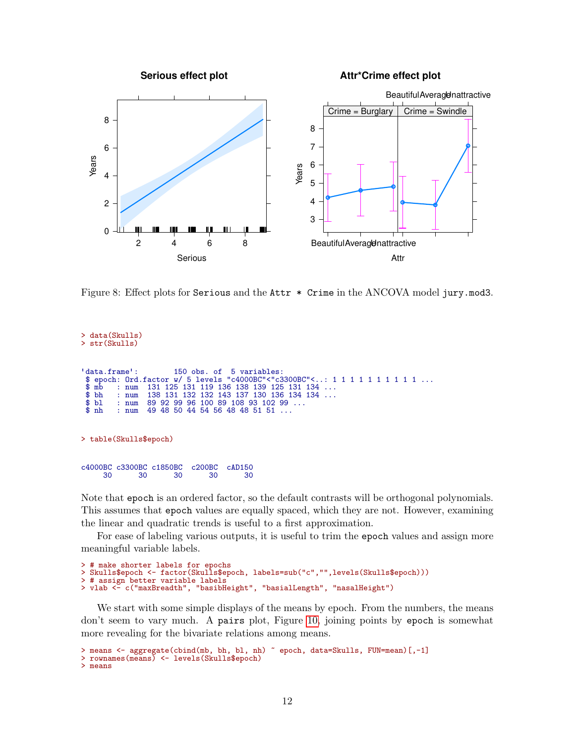Figure 8: Effect plots for `Serious` and the `Attr * Crime` in the ANCOVA model `jury.mod3`.

```
> data(Skulls)
> str(Skulls)
```

```
'data.frame':        150 obs. of  5 variables:
 $ epoch: Ord.factor w/ 5 levels "c4000BC"<"c3300BC"<..: 1 1 1 1 1 1 1 1 1 1 ...
 $ mb   : num  131 125 131 119 136 138 139 125 131 134 ...
 $ bh   : num  138 131 132 132 143 137 130 136 134 134 ...
 $ bl   : num  89 92 99 96 100 89 108 93 102 99 ...
 $ nh   : num  49 48 50 44 54 56 48 48 51 51 ...
```

```
> table(Skulls$epoch)
```

```
c4000BC c3300BC c1850BC  c200BC  cAD150
     30      30      30      30      30
```

Note that `epoch` is an ordered factor, so the default contrasts will be orthogonal polynomials. This assumes that `epoch` values are equally spaced, which they are not. However, examining the linear and quadratic trends is useful to a first approximation.

For ease of labeling various outputs, it is useful to trim the `epoch` values and assign more meaningful variable labels.

```
> # make shorter labels for epochs
> Skulls$epoch <- factor(Skulls$epoch, labels=sub("c","",levels(Skulls$epoch)))
> # assign better variable labels
> vlab <- c("maxBreadth", "basibHeight", "basialLength", "nasalHeight")
```

We start with some simple displays of the means by epoch. From the numbers, the means don't seem to vary much. A `pairs` plot, Figure 10, joining points by `epoch` is somewhat more revealing for the bivariate relations among means.

```
> means <- aggregate(cbind(mb, bh, bl, nh) ~ epoch, data=Skulls, FUN=mean)[,-1]
> rownames(means) <- levels(Skulls$epoch)
> means
```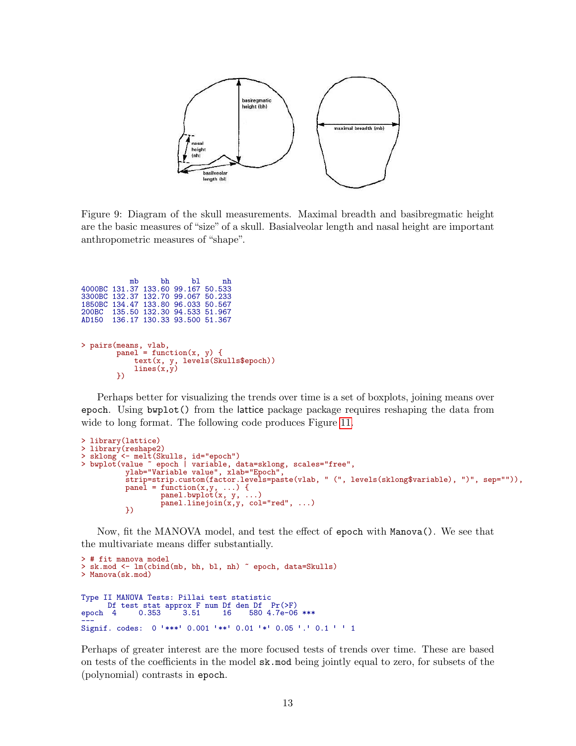Figure 9: Diagram of the skull measurements. Maximal breadth and basibregmatic height are the basic measures of "size" of a skull. Basialveolar length and nasal height are important anthropometric measures of "shape".

```
           mb     bh     bl     nh
4000BC 131.37 133.60 99.167 50.533
3300BC 132.37 132.70 99.067 50.233
1850BC 134.47 133.80 96.033 50.567
200BC  135.50 132.30 94.533 51.967
AD150  136.17 130.33 93.500 51.367
```

```
> pairs(means, vlab,
        panel = function(x, y) {
            text(x, y, levels(Skulls$epoch))
            lines(x,y)
        })
```

Perhaps better for visualizing the trends over time is a set of boxplots, joining means over `epoch`. Using `bwplot()` from the `lattice` package package requires reshaping the data from wide to long format. The following code produces Figure 11.

```
> library(lattice)
> library(reshape2)
> sklong <- melt(Skulls, id="epoch")
> bwplot(value ~ epoch | variable, data=sklong, scales="free",
         ylab="Variable value", xlab="Epoch",
         strip=strip.custom(factor.levels=paste(vlab, " (", levels(sklong$variable), ")", sep="")),
         panel = function(x,y, ...) {
                 panel.bwplot(x, y, ...)
                 panel.linejoin(x,y, col="red", ...)
         })
```

Now, fit the MANOVA model, and test the effect of `epoch` with `Manova()`. We see that the multivariate means differ substantially.

```
> # fit manova model
> sk.mod <- lm(cbind(mb, bh, bl, nh) ~ epoch, data=Skulls)
> Manova(sk.mod)
```

```
Type II MANOVA Tests: Pillai test statistic
      Df test stat approx F num Df den Df  Pr(>F)
epoch  4     0.353     3.51     16    580 4.7e-06 ***
---
Signif. codes:  0 '***' 0.001 '**' 0.01 '*' 0.05 '.' 0.1 ' ' 1
```

Perhaps of greater interest are the more focused tests of trends over time. These are based on tests of the coefficients in the model `sk.mod` being jointly equal to zero, for subsets of the (polynomial) contrasts in `epoch`.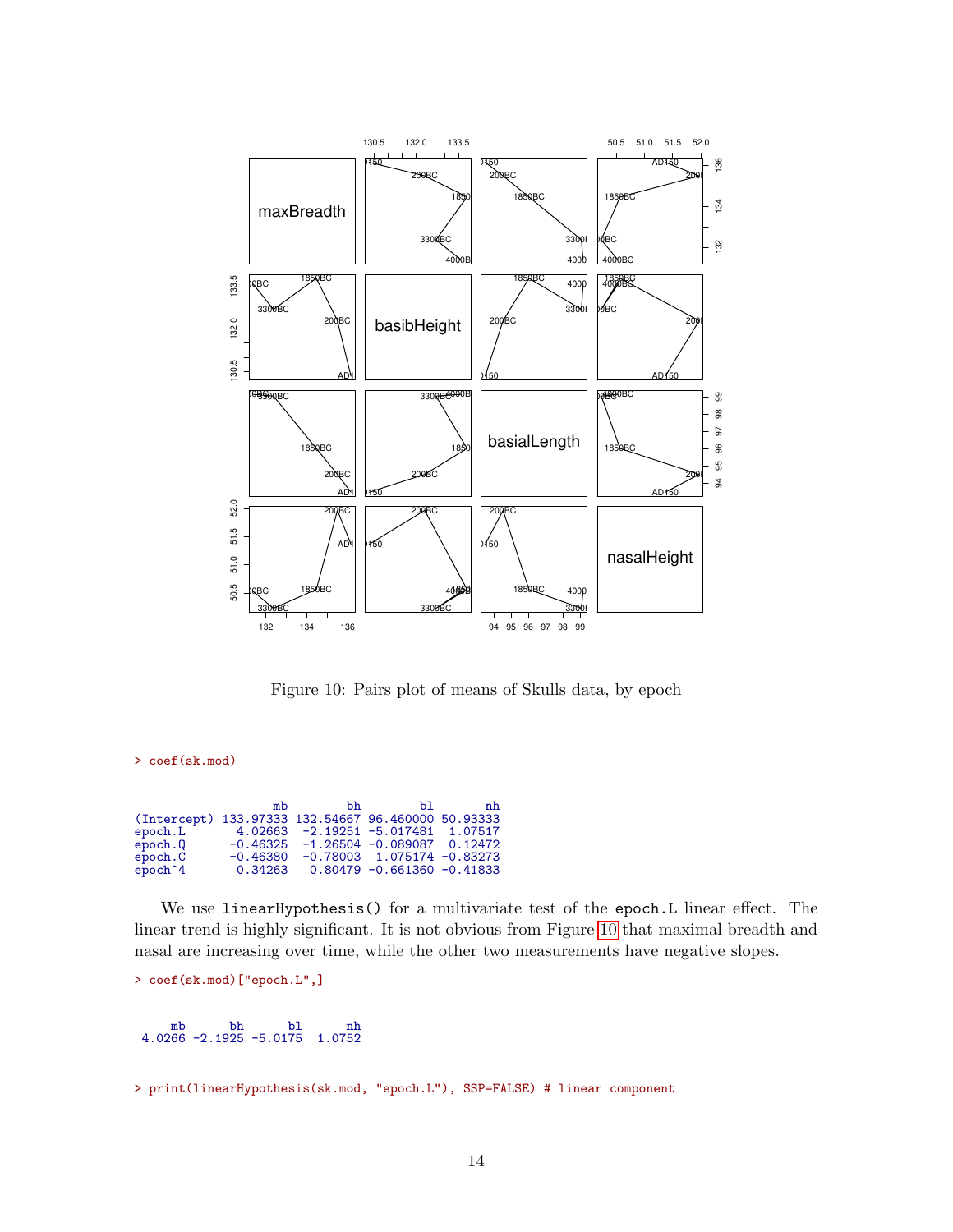Figure 10: Pairs plot of means of Skulls data, by epoch

```
> coef(sk.mod)
```

```
                   mb        bh        bl       nh
(Intercept) 133.97333 132.54667 96.460000 50.93333
epoch.L       4.02663  -2.19251 -5.017481  1.07517
epoch.Q      -0.46325  -1.26504 -0.089087  0.12472
epoch.C      -0.46380  -0.78003  1.075174 -0.83273
epoch^4       0.34263   0.80479 -0.661360 -0.41833
```

We use `linearHypothesis()` for a multivariate test of the `epoch.L` linear effect. The linear trend is highly significant. It is not obvious from Figure 10 that maximal breadth and nasal are increasing over time, while the other two measurements have negative slopes.

```
> coef(sk.mod)["epoch.L",]
```

```
     mb      bh      bl      nh
 4.0266 -2.1925 -5.0175  1.0752
```

```
> print(linearHypothesis(sk.mod, "epoch.L"), SSP=FALSE) # linear component
```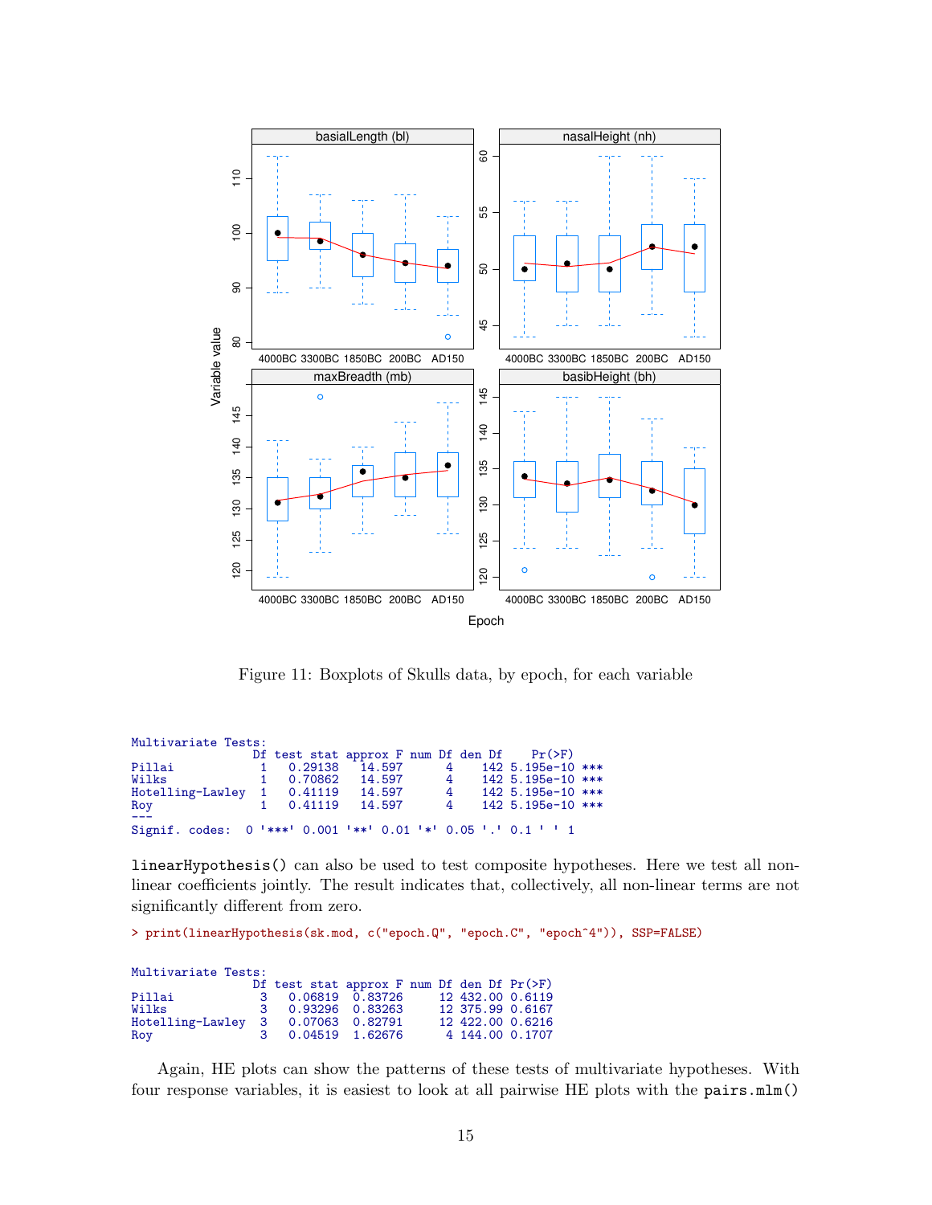Figure 11: Boxplots of Skulls data, by epoch, for each variable

```
Multivariate Tests:
                 Df test stat approx F num Df den Df    Pr(>F)    
Pillai            1   0.29138   14.597      4    142 5.195e-10 ***
Wilks             1   0.70862   14.597      4    142 5.195e-10 ***
Hotelling-Lawley  1   0.41119   14.597      4    142 5.195e-10 ***
Roy               1   0.41119   14.597      4    142 5.195e-10 ***
---
Signif. codes:  0 '***' 0.001 '**' 0.01 '*' 0.05 '.' 0.1 ' ' 1
```

`linearHypothesis()` can also be used to test composite hypotheses. Here we test all non-linear coefficients jointly. The result indicates that, collectively, all non-linear terms are not significantly different from zero.

```
> print(linearHypothesis(sk.mod, c("epoch.Q", "epoch.C", "epoch^4")), SSP=FALSE)
```

```
Multivariate Tests:
                 Df test stat approx F num Df den Df Pr(>F)
Pillai            3   0.06819  0.83726     12 432.00 0.6119
Wilks             3   0.93296  0.83263     12 375.99 0.6167
Hotelling-Lawley  3   0.07063  0.82791     12 422.00 0.6216
Roy               3   0.04519  1.62676      4 144.00 0.1707
```

Again, HE plots can show the patterns of these tests of multivariate hypotheses. With four response variables, it is easiest to look at all pairwise HE plots with the `pairs.mlm()`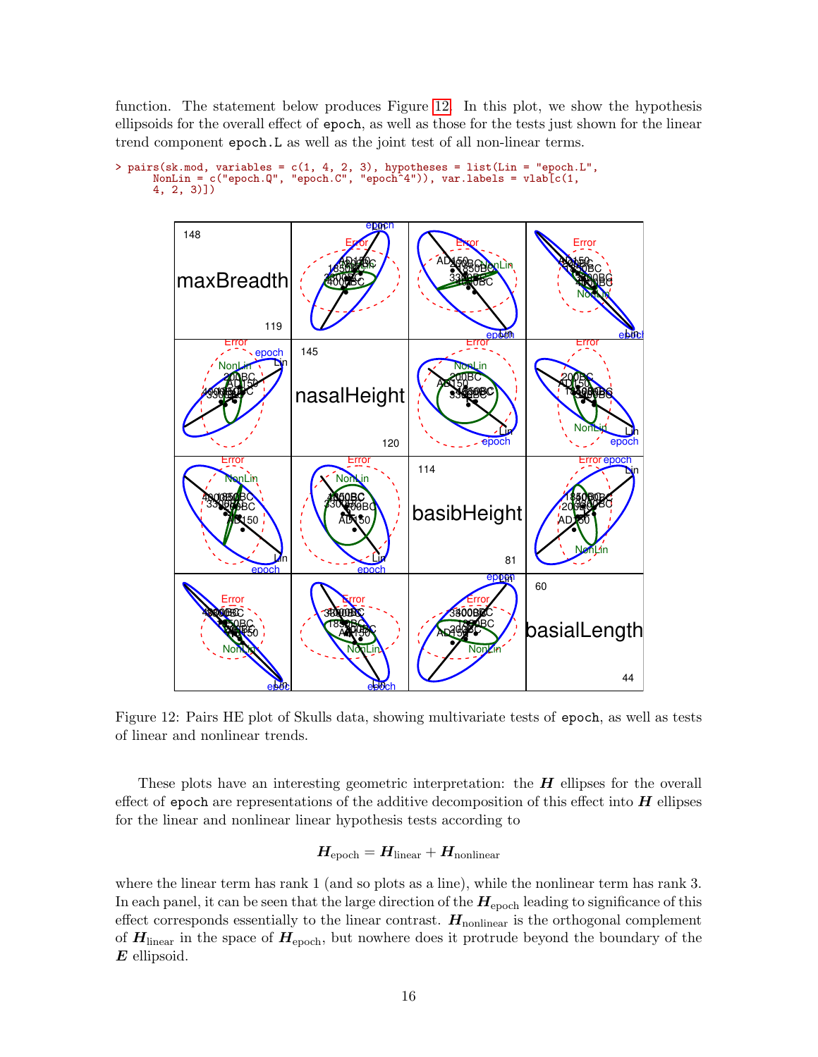function. The statement below produces Figure 12. In this plot, we show the hypothesis ellipsoids for the overall effect of epoch, as well as those for the tests just shown for the linear trend component epoch.L as well as the joint test of all non-linear terms.

```
> pairs(sk.mod, variables = c(1, 4, 2, 3), hypotheses = list(Lin = "epoch.L",
      NonLin = c("epoch.Q", "epoch.C", "epoch^4")), var.labels = vlab[c(1,
      4, 2, 3)])
```

Figure 12: Pairs HE plot of Skulls data, showing multivariate tests of epoch, as well as tests of linear and nonlinear trends.

These plots have an interesting geometric interpretation: the $\boldsymbol{H}$ ellipses for the overall effect of epoch are representations of the additive decomposition of this effect into $\boldsymbol{H}$ ellipses for the linear and nonlinear linear hypothesis tests according to

$$\boldsymbol{H}_{\text{epoch}} = \boldsymbol{H}_{\text{linear}} + \boldsymbol{H}_{\text{nonlinear}}$$

where the linear term has rank 1 (and so plots as a line), while the nonlinear term has rank 3. In each panel, it can be seen that the large direction of the $\boldsymbol{H}_{\text{epoch}}$ leading to significance of this effect corresponds essentially to the linear contrast. $\boldsymbol{H}_{\text{nonlinear}}$ is the orthogonal complement of $\boldsymbol{H}_{\text{linear}}$ in the space of $\boldsymbol{H}_{\text{epoch}}$, but nowhere does it protrude beyond the boundary of the $\boldsymbol{E}$ ellipsoid.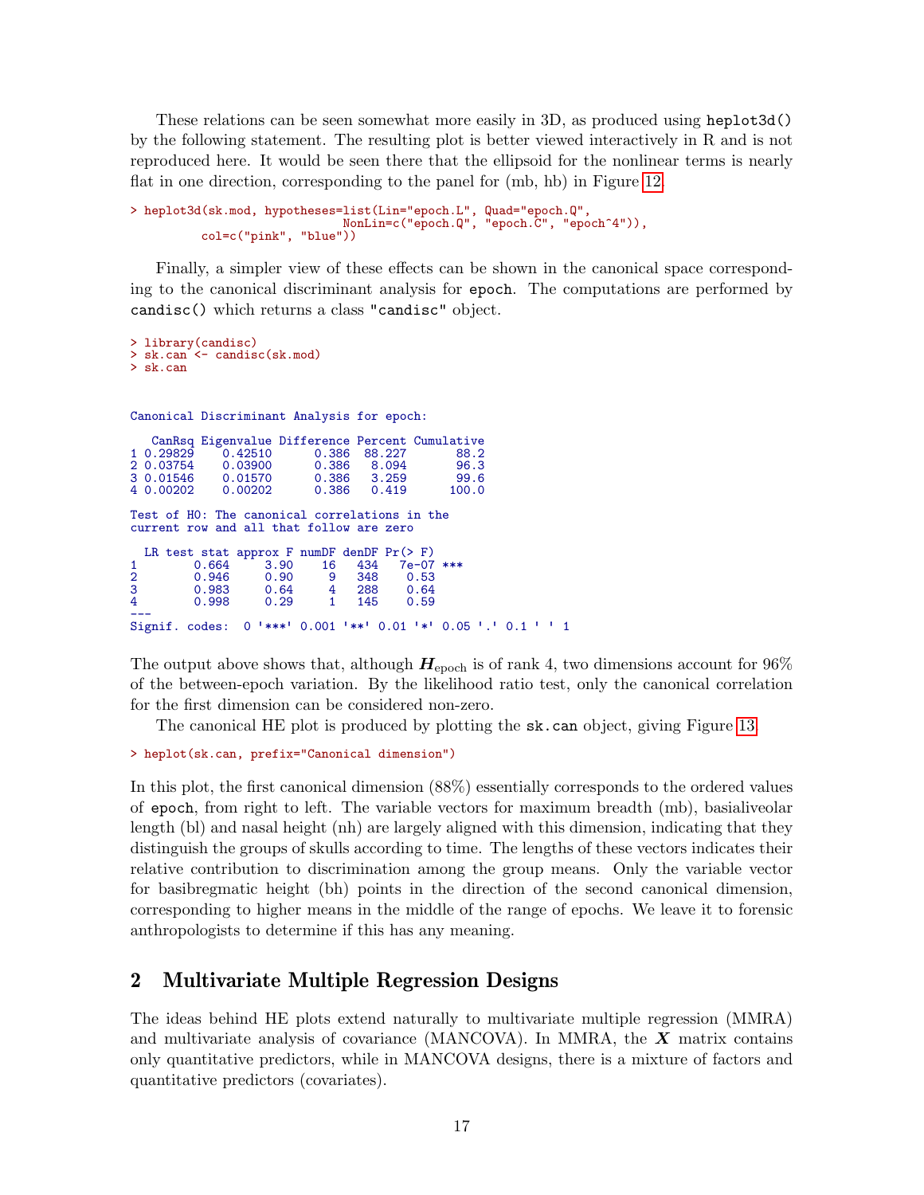These relations can be seen somewhat more easily in 3D, as produced using `heplot3d()` by the following statement. The resulting plot is better viewed interactively in R and is not reproduced here. It would be seen there that the ellipsoid for the nonlinear terms is nearly flat in one direction, corresponding to the panel for (mb, hb) in Figure 12.

```
> heplot3d(sk.mod, hypotheses=list(Lin="epoch.L", Quad="epoch.Q",
                              NonLin=c("epoch.Q", "epoch.C", "epoch^4")),
         col=c("pink", "blue"))
```

Finally, a simpler view of these effects can be shown in the canonical space corresponding to the canonical discriminant analysis for `epoch`. The computations are performed by `candisc()` which returns a class `"candisc"` object.

```
> library(candisc)
> sk.can <- candisc(sk.mod)
> sk.can


Canonical Discriminant Analysis for epoch:

   CanRsq Eigenvalue Difference Percent Cumulative
1 0.29829    0.42510      0.386  88.227       88.2
2 0.03754    0.03900      0.386   8.094       96.3
3 0.01546    0.01570      0.386   3.259       99.6
4 0.00202    0.00202      0.386   0.419      100.0

Test of H0: The canonical correlations in the
current row and all that follow are zero

  LR test stat approx F numDF denDF Pr(> F)
1        0.664     3.90    16   434   7e-07 ***
2        0.946     0.90     9   348    0.53
3        0.983     0.64     4   288    0.64
4        0.998     0.29     1   145    0.59
---
Signif. codes:  0 '***' 0.001 '**' 0.01 '*' 0.05 '.' 0.1 ' ' 1
```

The output above shows that, although $\boldsymbol{H}_{\text{epoch}}$ is of rank 4, two dimensions account for 96% of the between-epoch variation. By the likelihood ratio test, only the canonical correlation for the first dimension can be considered non-zero.

The canonical HE plot is produced by plotting the `sk.can` object, giving Figure 13.

```
> heplot(sk.can, prefix="Canonical dimension")
```

In this plot, the first canonical dimension (88%) essentially corresponds to the ordered values of `epoch`, from right to left. The variable vectors for maximum breadth (mb), basialiveolar length (bl) and nasal height (nh) are largely aligned with this dimension, indicating that they distinguish the groups of skulls according to time. The lengths of these vectors indicates their relative contribution to discrimination among the group means. Only the variable vector for basibregmatic height (bh) points in the direction of the second canonical dimension, corresponding to higher means in the middle of the range of epochs. We leave it to forensic anthropologists to determine if this has any meaning.

## 2 Multivariate Multiple Regression Designs

The ideas behind HE plots extend naturally to multivariate multiple regression (MMRA) and multivariate analysis of covariance (MANCOVA). In MMRA, the $\boldsymbol{X}$ matrix contains only quantitative predictors, while in MANCOVA designs, there is a mixture of factors and quantitative predictors (covariates).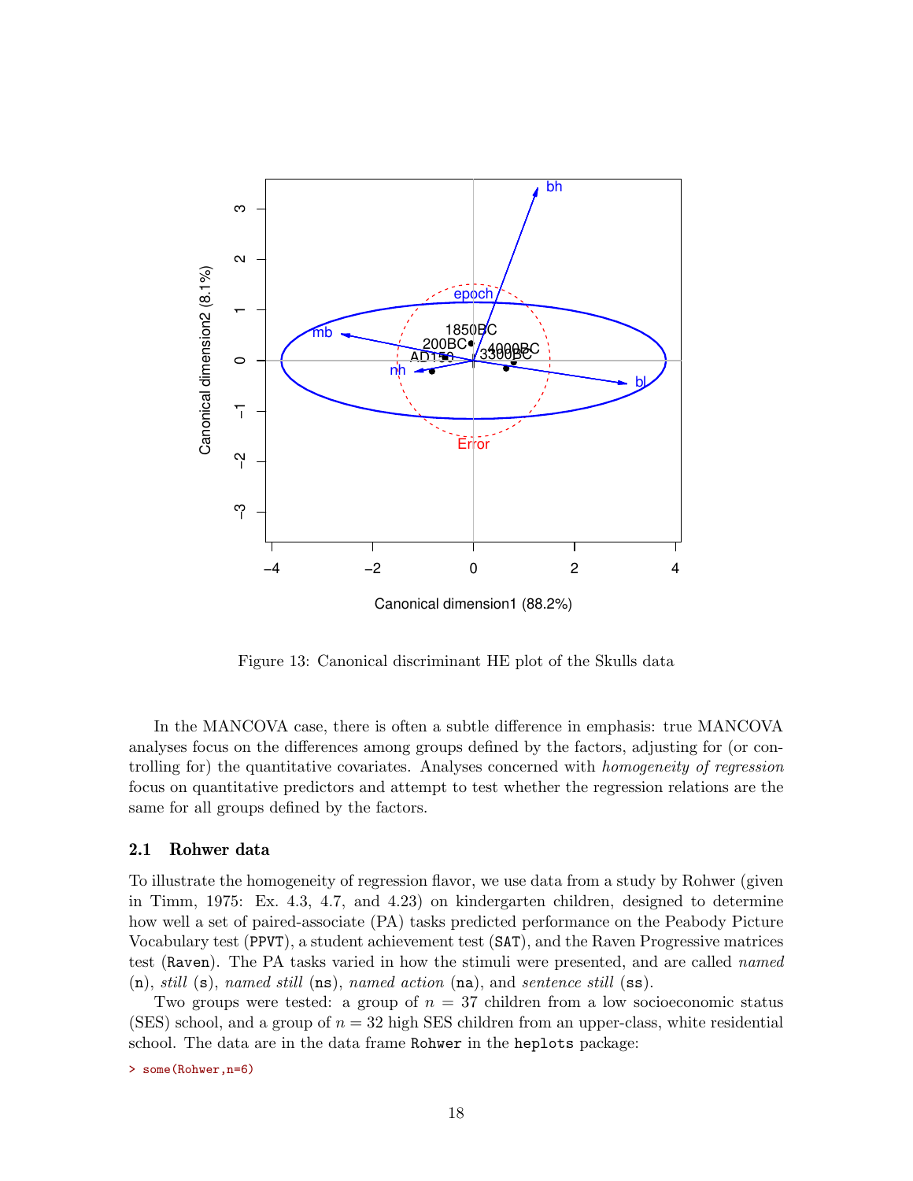Figure 13: Canonical discriminant HE plot of the Skulls data

In the MANCOVA case, there is often a subtle difference in emphasis: true MANCOVA analyses focus on the differences among groups defined by the factors, adjusting for (or controlling for) the quantitative covariates. Analyses concerned with *homogeneity of regression* focus on quantitative predictors and attempt to test whether the regression relations are the same for all groups defined by the factors.

### 2.1 Rohwer data

To illustrate the homogeneity of regression flavor, we use data from a study by Rohwer (given in Timm, 1975: Ex. 4.3, 4.7, and 4.23) on kindergarten children, designed to determine how well a set of paired-associate (PA) tasks predicted performance on the Peabody Picture Vocabulary test (PPVT), a student achievement test (SAT), and the Raven Progressive matrices test (Raven). The PA tasks varied in how the stimuli were presented, and are called *named* (n), *still* (s), *named still* (ns), *named action* (na), and *sentence still* (ss).

Two groups were tested: a group of $n = 37$ children from a low socioeconomic status (SES) school, and a group of $n = 32$ high SES children from an upper-class, white residential school. The data are in the data frame Rohwer in the heplots package:

```
> some(Rohwer,n=6)
```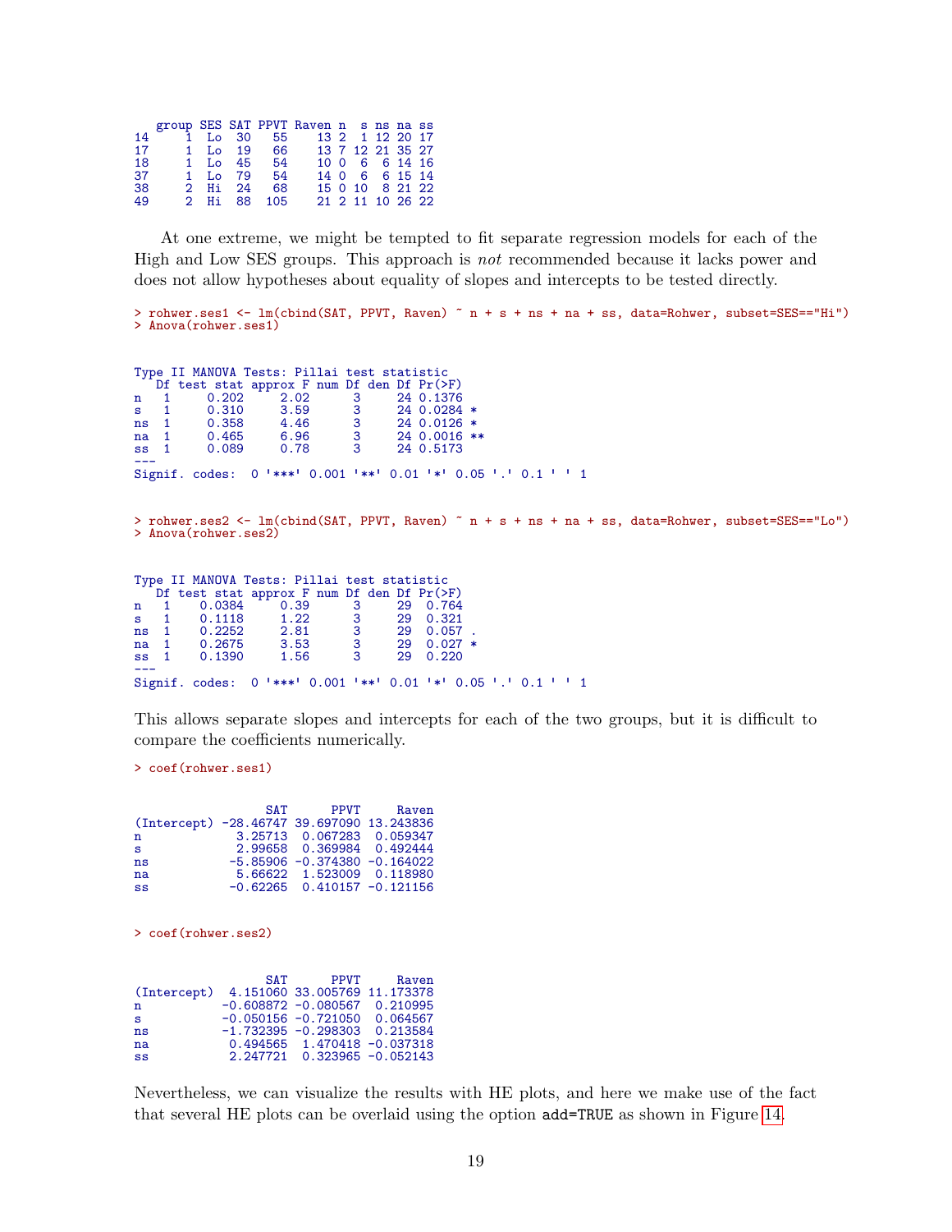```
   group SES SAT PPVT Raven n  s ns na ss
14     1  Lo  30   55    13 2  1 12 20 17
17     1  Lo  19   66    13 7 12 21 35 27
18     1  Lo  45   54    10 0  6  6 14 16
37     1  Lo  79   54    14 0  6  6 15 14
38     2  Hi  24   68    15 0 10  8 21 22
49     2  Hi  88  105    21 2 11 10 26 22
```

At one extreme, we might be tempted to fit separate regression models for each of the High and Low SES groups. This approach is *not* recommended because it lacks power and does not allow hypotheses about equality of slopes and intercepts to be tested directly.

```
> rohwer.ses1 <- lm(cbind(SAT, PPVT, Raven) ~ n + s + ns + na + ss, data=Rohwer, subset=SES=="Hi")
> Anova(rohwer.ses1)
```

```
Type II MANOVA Tests: Pillai test statistic
   Df test stat approx F num Df den Df Pr(>F)
n   1     0.202     2.02      3     24 0.1376
s   1     0.310     3.59      3     24 0.0284 *
ns  1     0.358     4.46      3     24 0.0126 *
na  1     0.465     6.96      3     24 0.0016 **
ss  1     0.089     0.78      3     24 0.5173
---
Signif. codes:  0 '***' 0.001 '**' 0.01 '*' 0.05 '.' 0.1 ' ' 1
```

```
> rohwer.ses2 <- lm(cbind(SAT, PPVT, Raven) ~ n + s + ns + na + ss, data=Rohwer, subset=SES=="Lo")
> Anova(rohwer.ses2)
```

```
Type II MANOVA Tests: Pillai test statistic
   Df test stat approx F num Df den Df Pr(>F)
n   1    0.0384     0.39      3     29  0.764
s   1    0.1118     1.22      3     29  0.321
ns  1    0.2252     2.81      3     29  0.057 .
na  1    0.2675     3.53      3     29  0.027 *
ss  1    0.1390     1.56      3     29  0.220
---
Signif. codes:  0 '***' 0.001 '**' 0.01 '*' 0.05 '.' 0.1 ' ' 1
```

This allows separate slopes and intercepts for each of the two groups, but it is difficult to compare the coefficients numerically.

```
> coef(rohwer.ses1)
```

```
                 SAT      PPVT     Raven
(Intercept) -28.46747 39.697090 13.243836
n             3.25713  0.067283  0.059347
s             2.99658  0.369984  0.492444
ns           -5.85906 -0.374380 -0.164022
na            5.66622  1.523009  0.118980
ss           -0.62265  0.410157 -0.121156
```

```
> coef(rohwer.ses2)
```

```
                 SAT      PPVT     Raven
(Intercept)  4.151060 33.005769 11.173378
n           -0.608872 -0.080567  0.210995
s           -0.050156 -0.721050  0.064567
ns          -1.732395 -0.298303  0.213584
na           0.494565  1.470418 -0.037318
ss           2.247721  0.323965 -0.052143
```

Nevertheless, we can visualize the results with HE plots, and here we make use of the fact that several HE plots can be overlaid using the option `add=TRUE` as shown in Figure 14.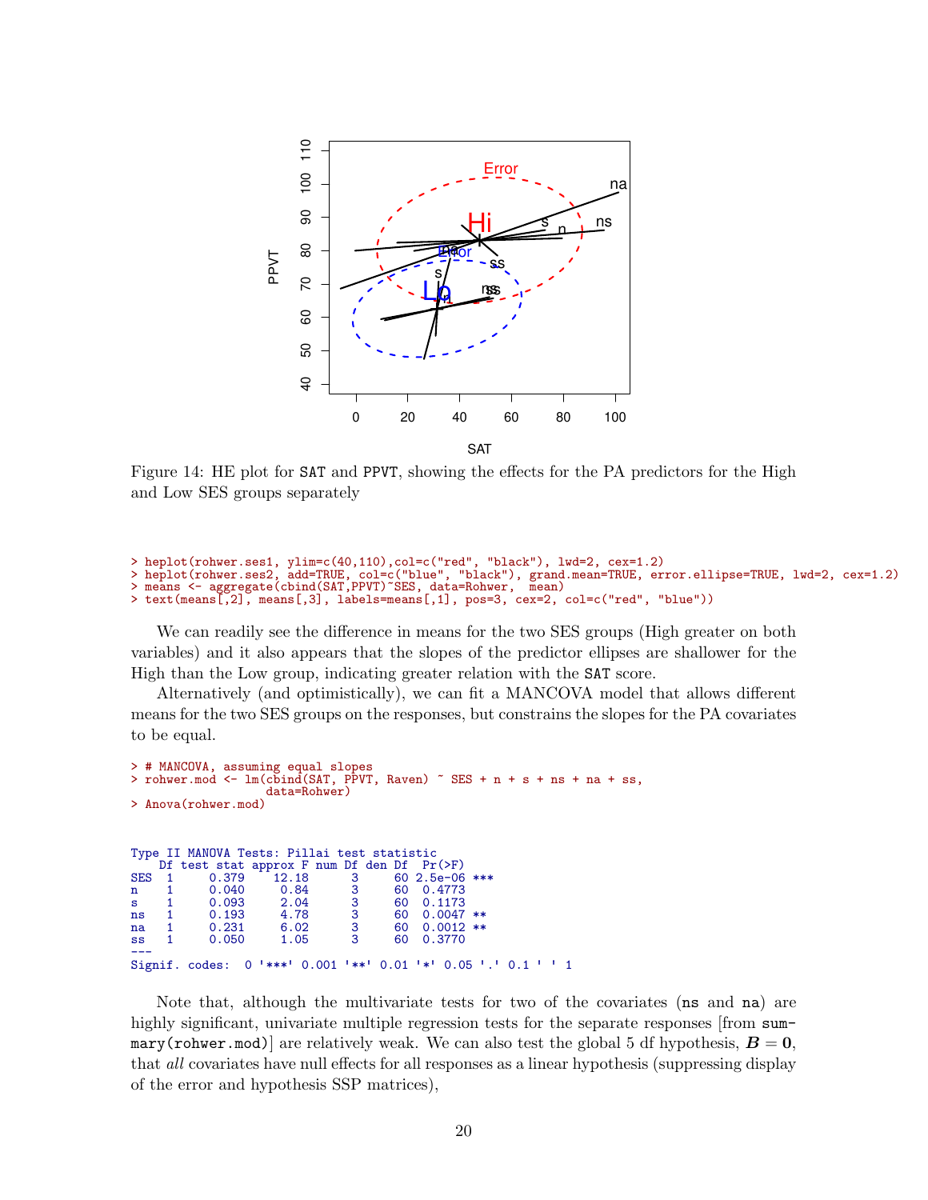Figure 14: HE plot for SAT and PPVT, showing the effects for the PA predictors for the High and Low SES groups separately

```
> heplot(rohwer.ses1, ylim=c(40,110),col=c("red", "black"), lwd=2, cex=1.2)
> heplot(rohwer.ses2, add=TRUE, col=c("blue", "black"), grand.mean=TRUE, error.ellipse=TRUE, lwd=2, cex=1.2)
> means <- aggregate(cbind(SAT,PPVT)~SES, data=Rohwer,  mean)
> text(means[,2], means[,3], labels=means[,1], pos=3, cex=2, col=c("red", "blue"))
```

We can readily see the difference in means for the two SES groups (High greater on both variables) and it also appears that the slopes of the predictor ellipses are shallower for the High than the Low group, indicating greater relation with the SAT score.

Alternatively (and optimistically), we can fit a MANCOVA model that allows different means for the two SES groups on the responses, but constrains the slopes for the PA covariates to be equal.

```
> # MANCOVA, assuming equal slopes
> rohwer.mod <- lm(cbind(SAT, PPVT, Raven) ~ SES + n + s + ns + na + ss,
                   data=Rohwer)
> Anova(rohwer.mod)
```

```
Type II MANOVA Tests: Pillai test statistic
    Df test stat approx F num Df den Df  Pr(>F)
SES  1     0.379    12.18      3     60 2.5e-06 ***
n    1     0.040     0.84      3     60  0.4773
s    1     0.093     2.04      3     60  0.1173
ns   1     0.193     4.78      3     60  0.0047 **
na   1     0.231     6.02      3     60  0.0012 **
ss   1     0.050     1.05      3     60  0.3770
---
Signif. codes:  0 '***' 0.001 '**' 0.01 '*' 0.05 '.' 0.1 ' ' 1
```

Note that, although the multivariate tests for two of the covariates (ns and na) are highly significant, univariate multiple regression tests for the separate responses [from summary(rohwer.mod)] are relatively weak. We can also test the global 5 df hypothesis, $\boldsymbol{B} = \boldsymbol{0}$, that *all* covariates have null effects for all responses as a linear hypothesis (suppressing display of the error and hypothesis SSP matrices),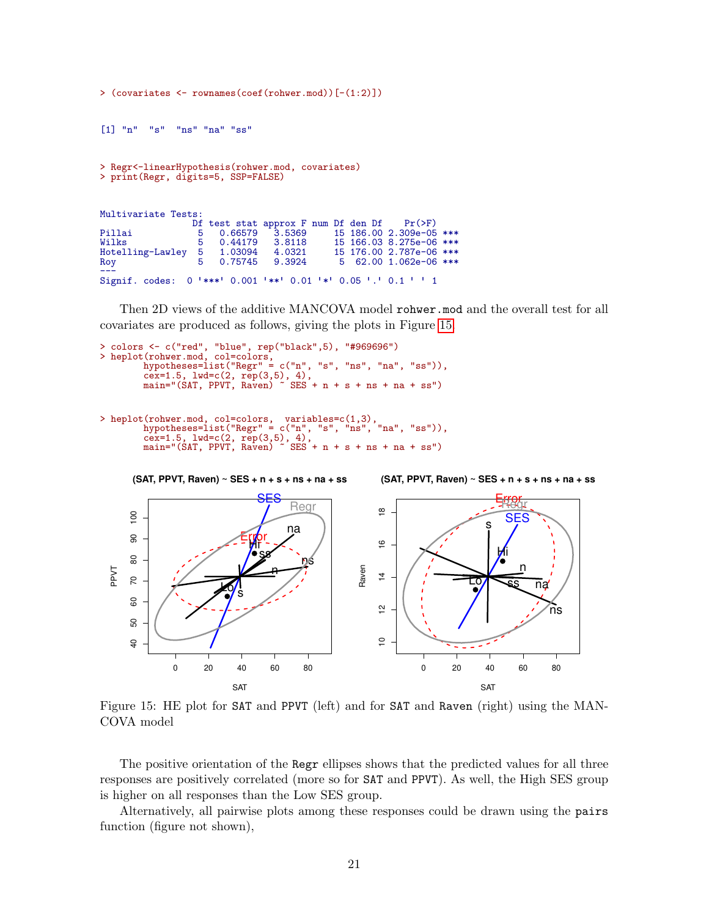```
> (covariates <- rownames(coef(rohwer.mod))[-(1:2)])
```

```
[1] "n"  "s"  "ns" "na" "ss"
```

```
> Regr<-linearHypothesis(rohwer.mod, covariates)
> print(Regr, digits=5, SSP=FALSE)
```

```
Multivariate Tests:
                 Df test stat approx F num Df den Df    Pr(>F)
Pillai            5   0.66579   3.5369     15 186.00 2.309e-05 ***
Wilks             5   0.44179   3.8118     15 166.03 8.275e-06 ***
Hotelling-Lawley  5   1.03094   4.0321     15 176.00 2.787e-06 ***
Roy               5   0.75745   9.3924      5  62.00 1.062e-06 ***
---
Signif. codes:  0 '***' 0.001 '**' 0.01 '*' 0.05 '.' 0.1 ' ' 1
```

Then 2D views of the additive MANCOVA model `rohwer.mod` and the overall test for all covariates are produced as follows, giving the plots in Figure 15.

```
> colors <- c("red", "blue", rep("black",5), "#969696")
> heplot(rohwer.mod, col=colors,
        hypotheses=list("Regr" = c("n", "s", "ns", "na", "ss")),
        cex=1.5, lwd=c(2, rep(3,5), 4),
        main="(SAT, PPVT, Raven) ~ SES + n + s + ns + na + ss")
```

```
> heplot(rohwer.mod, col=colors,  variables=c(1,3),
        hypotheses=list("Regr" = c("n", "s", "ns", "na", "ss")),
        cex=1.5, lwd=c(2, rep(3,5), 4),
        main="(SAT, PPVT, Raven) ~ SES + n + s + ns + na + ss")
```

Figure 15: HE plot for SAT and PPVT (left) and for SAT and Raven (right) using the MANCOVA model

The positive orientation of the Regr ellipses shows that the predicted values for all three responses are positively correlated (more so for SAT and PPVT). As well, the High SES group is higher on all responses than the Low SES group.

Alternatively, all pairwise plots among these responses could be drawn using the `pairs` function (figure not shown),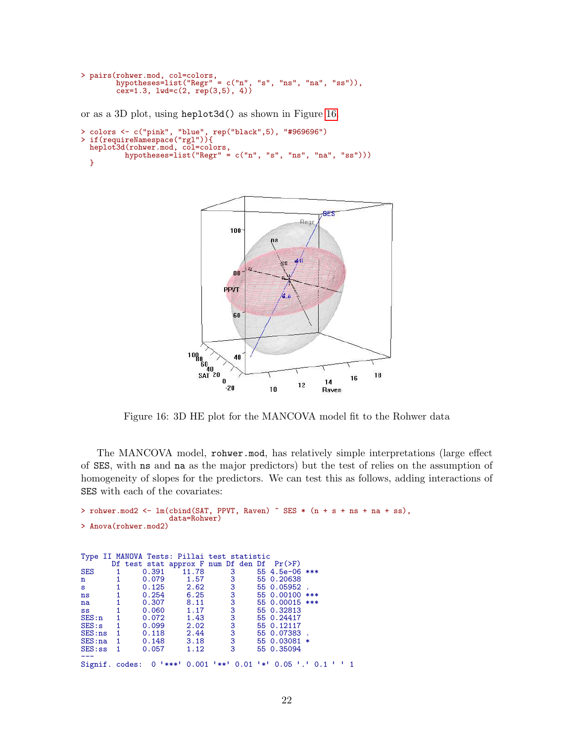```
> pairs(rohwer.mod, col=colors,
        hypotheses=list("Regr" = c("n", "s", "ns", "na", "ss")),
        cex=1.3, lwd=c(2, rep(3,5), 4))
```

or as a 3D plot, using `heplot3d()` as shown in Figure 16.

```
> colors <- c("pink", "blue", rep("black",5), "#969696")
> if(requireNamespace("rgl")){
  heplot3d(rohwer.mod, col=colors,
          hypotheses=list("Regr" = c("n", "s", "ns", "na", "ss")))
  }
```

Figure 16: 3D HE plot for the MANCOVA model fit to the Rohwer data

The MANCOVA model, `rohwer.mod`, has relatively simple interpretations (large effect of `SES`, with `ns` and `na` as the major predictors) but the test of relies on the assumption of homogeneity of slopes for the predictors. We can test this as follows, adding interactions of `SES` with each of the covariates:

```
> rohwer.mod2 <- lm(cbind(SAT, PPVT, Raven) ~ SES * (n + s + ns + na + ss),
                   data=Rohwer)
> Anova(rohwer.mod2)
```

```
Type II MANOVA Tests: Pillai test statistic
       Df test stat approx F num Df den Df  Pr(>F)    
SES     1     0.391    11.78      3     55 4.5e-06 ***
n       1     0.079     1.57      3     55 0.20638    
s       1     0.125     2.62      3     55 0.05952 .  
ns      1     0.254     6.25      3     55 0.00100 ***
na      1     0.307     8.11      3     55 0.00015 ***
ss      1     0.060     1.17      3     55 0.32813    
SES:n   1     0.072     1.43      3     55 0.24417    
SES:s   1     0.099     2.02      3     55 0.12117    
SES:ns  1     0.118     2.44      3     55 0.07383 .  
SES:na  1     0.148     3.18      3     55 0.03081 *  
SES:ss  1     0.057     1.12      3     55 0.35094    
---
Signif. codes:  0 '***' 0.001 '**' 0.01 '*' 0.05 '.' 0.1 ' ' 1
```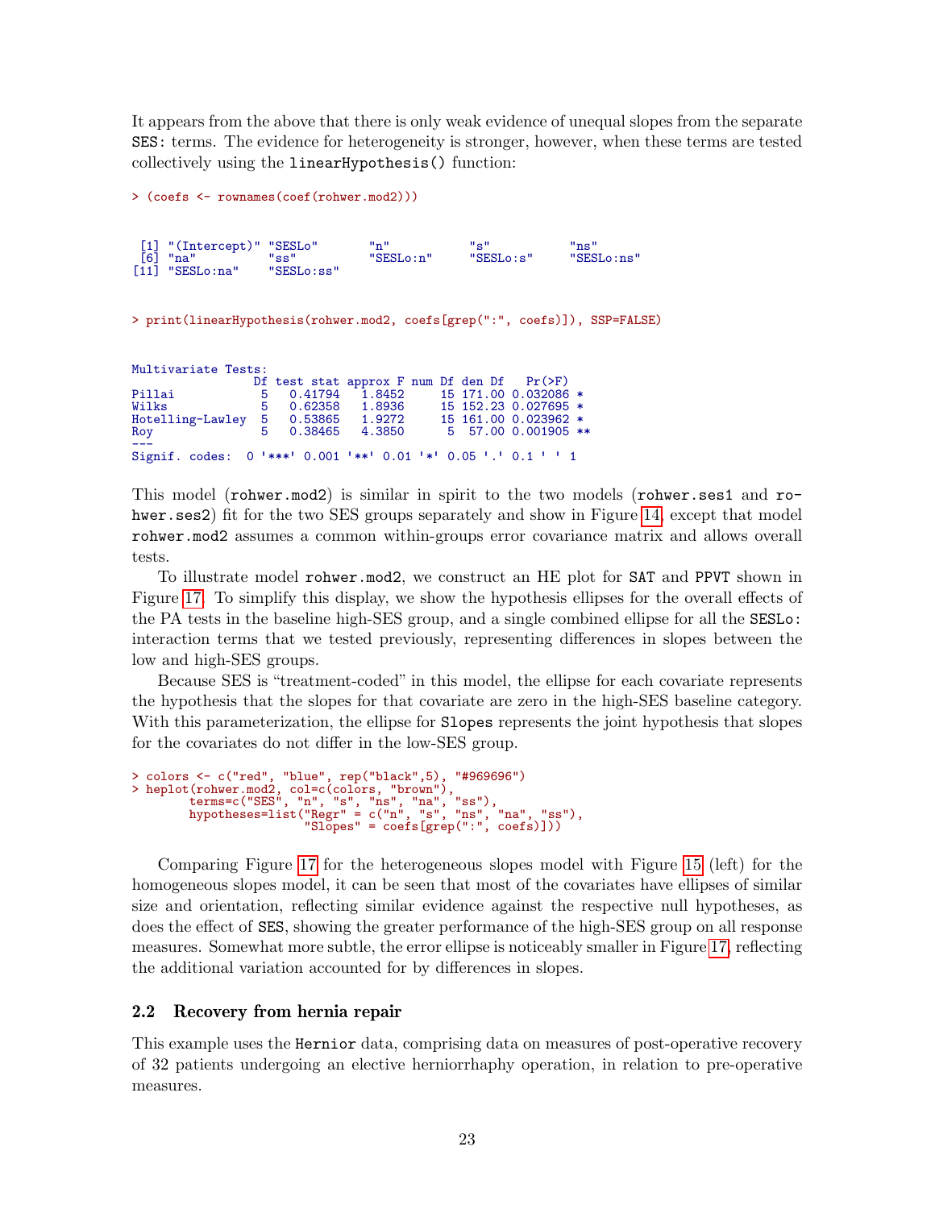It appears from the above that there is only weak evidence of unequal slopes from the separate `SES:` terms. The evidence for heterogeneity is stronger, however, when these terms are tested collectively using the `linearHypothesis()` function:

```
> (coefs <- rownames(coef(rohwer.mod2)))
```

```
 [1] "(Intercept)" "SESLo"       "n"           "s"           "ns"
 [6] "na"          "ss"          "SESLo:n"     "SESLo:s"     "SESLo:ns"
[11] "SESLo:na"    "SESLo:ss"
```

```
> print(linearHypothesis(rohwer.mod2, coefs[grep(":", coefs)]), SSP=FALSE)
```

```
Multivariate Tests:
                 Df test stat approx F num Df den Df   Pr(>F)
Pillai            5   0.41794   1.8452     15 171.00 0.032086 *
Wilks             5   0.62358   1.8936     15 152.23 0.027695 *
Hotelling-Lawley  5   0.53865   1.9272     15 161.00 0.023962 *
Roy               5   0.38465   4.3850      5  57.00 0.001905 **
---
Signif. codes:  0 '***' 0.001 '**' 0.01 '*' 0.05 '.' 0.1 ' ' 1
```

This model (`rohwer.mod2`) is similar in spirit to the two models (`rohwer.ses1` and `rohwer.ses2`) fit for the two SES groups separately and show in Figure 14, except that model `rohwer.mod2` assumes a common within-groups error covariance matrix and allows overall tests.

To illustrate model `rohwer.mod2`, we construct an HE plot for `SAT` and `PPVT` shown in Figure 17. To simplify this display, we show the hypothesis ellipses for the overall effects of the PA tests in the baseline high-SES group, and a single combined ellipse for all the `SESLo:` interaction terms that we tested previously, representing differences in slopes between the low and high-SES groups.

Because SES is "treatment-coded" in this model, the ellipse for each covariate represents the hypothesis that the slopes for that covariate are zero in the high-SES baseline category. With this parameterization, the ellipse for `Slopes` represents the joint hypothesis that slopes for the covariates do not differ in the low-SES group.

```
> colors <- c("red", "blue", rep("black",5), "#969696")
> heplot(rohwer.mod2, col=c(colors, "brown"),
         terms=c("SES", "n", "s", "ns", "na", "ss"),
         hypotheses=list("Regr" = c("n", "s", "ns", "na", "ss"),
                         "Slopes" = coefs[grep(":", coefs)]))
```

Comparing Figure 17 for the heterogeneous slopes model with Figure 15 (left) for the homogeneous slopes model, it can be seen that most of the covariates have ellipses of similar size and orientation, reflecting similar evidence against the respective null hypotheses, as does the effect of `SES`, showing the greater performance of the high-SES group on all response measures. Somewhat more subtle, the error ellipse is noticeably smaller in Figure 17, reflecting the additional variation accounted for by differences in slopes.

## 2.2 Recovery from hernia repair

This example uses the `Hernior` data, comprising data on measures of post-operative recovery of 32 patients undergoing an elective herniorrhaphy operation, in relation to pre-operative measures.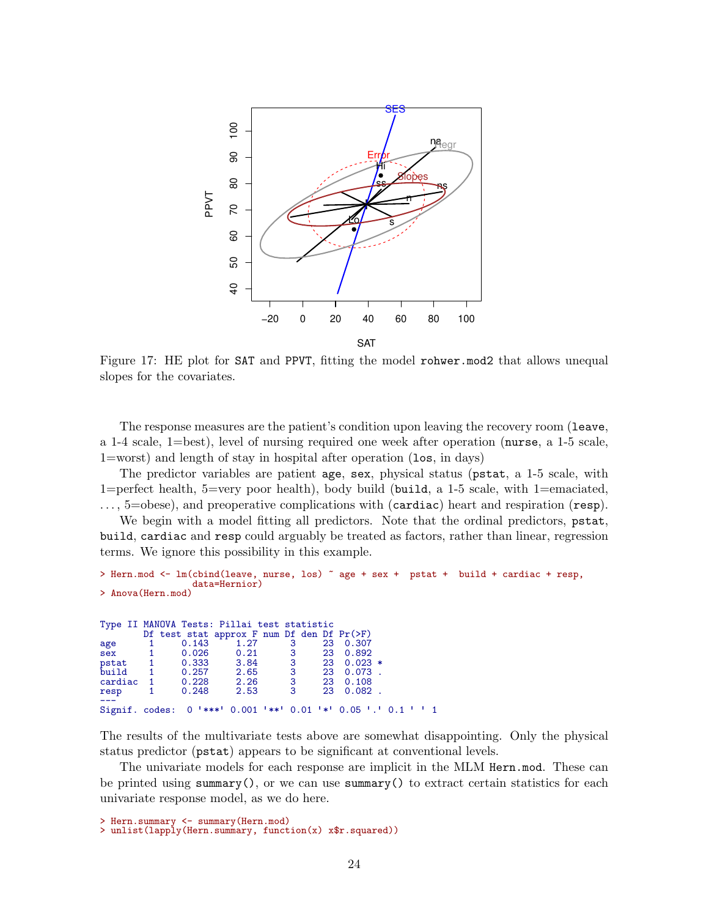Figure 17: HE plot for SAT and PPVT, fitting the model rohwer.mod2 that allows unequal slopes for the covariates.

The response measures are the patient's condition upon leaving the recovery room (leave, a 1-4 scale, 1=best), level of nursing required one week after operation (nurse, a 1-5 scale, 1=worst) and length of stay in hospital after operation (los, in days)

The predictor variables are patient age, sex, physical status (pstat, a 1-5 scale, with 1=perfect health, 5=very poor health), body build (build, a 1-5 scale, with 1=emaciated, . . . , 5=obese), and preoperative complications with (cardiac) heart and respiration (resp).

We begin with a model fitting all predictors. Note that the ordinal predictors, pstat, build, cardiac and resp could arguably be treated as factors, rather than linear, regression terms. We ignore this possibility in this example.

```
> Hern.mod <- lm(cbind(leave, nurse, los) ~ age + sex +  pstat +  build + cardiac + resp,
                 data=Hernior)
> Anova(Hern.mod)
```

```
Type II MANOVA Tests: Pillai test statistic
        Df test stat approx F num Df den Df Pr(>F)
age      1     0.143     1.27      3     23  0.307
sex      1     0.026     0.21      3     23  0.892
pstat    1     0.333     3.84      3     23  0.023 *
build    1     0.257     2.65      3     23  0.073 .
cardiac  1     0.228     2.26      3     23  0.108
resp     1     0.248     2.53      3     23  0.082 .
---
Signif. codes:  0 '***' 0.001 '**' 0.01 '*' 0.05 '.' 0.1 ' ' 1
```

The results of the multivariate tests above are somewhat disappointing. Only the physical status predictor (pstat) appears to be significant at conventional levels.

The univariate models for each response are implicit in the MLM Hern.mod. These can be printed using summary(), or we can use summary() to extract certain statistics for each univariate response model, as we do here.

```
> Hern.summary <- summary(Hern.mod)
> unlist(lapply(Hern.summary, function(x) x$r.squared))
```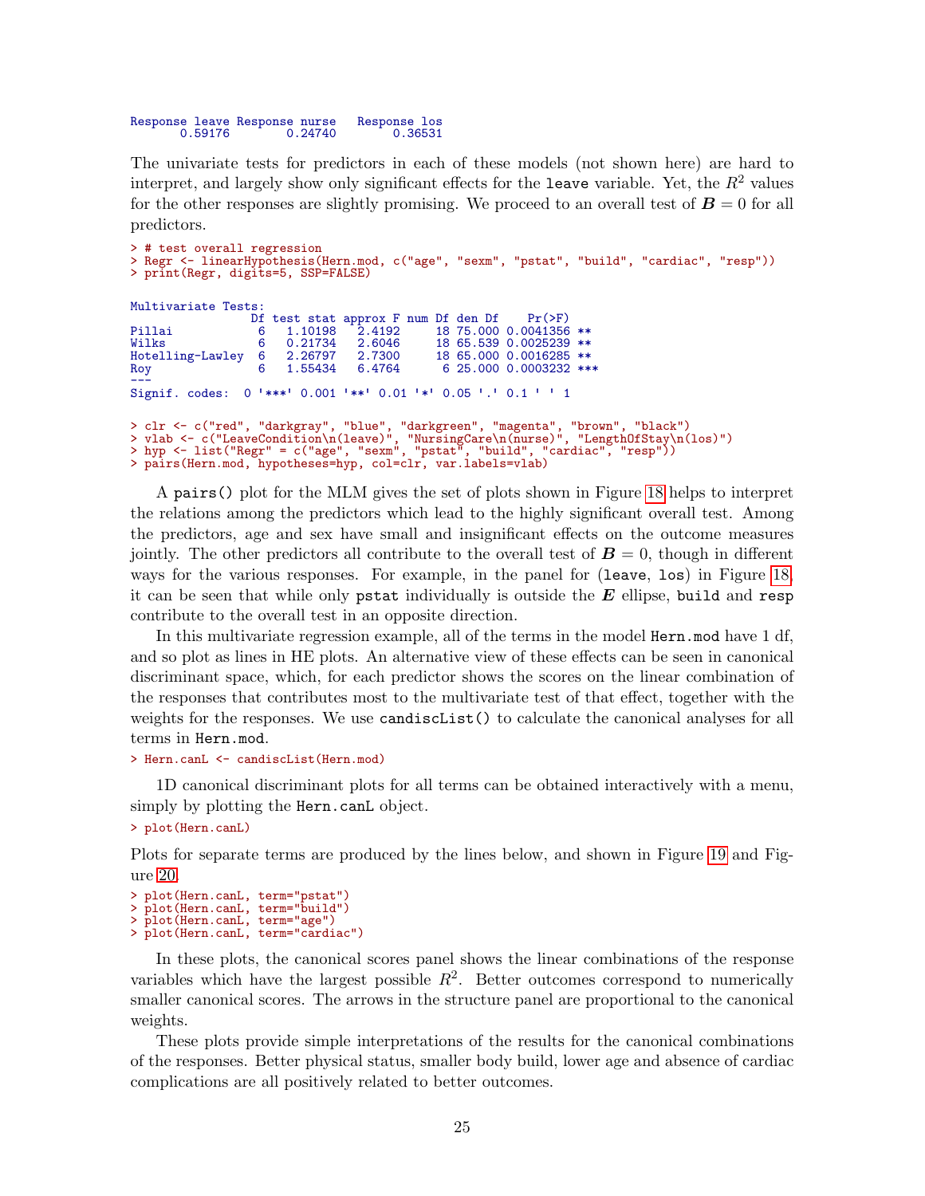```
Response leave Response nurse   Response los
       0.59176        0.24740        0.36531
```

The univariate tests for predictors in each of these models (not shown here) are hard to interpret, and largely show only significant effects for the `leave` variable. Yet, the $R^2$ values for the other responses are slightly promising. We proceed to an overall test of $\boldsymbol{B} = 0$ for all predictors.

```
> # test overall regression
> Regr <- linearHypothesis(Hern.mod, c("age", "sexm", "pstat", "build", "cardiac", "resp"))
> print(Regr, digits=5, SSP=FALSE)

Multivariate Tests:
                 Df test stat approx F num Df den Df    Pr(>F)
Pillai            6   1.10198   2.4192     18 75.000 0.0041356 **
Wilks             6   0.21734   2.6046     18 65.539 0.0025239 **
Hotelling-Lawley  6   2.26797   2.7300     18 65.000 0.0016285 **
Roy               6   1.55434   6.4764      6 25.000 0.0003232 ***
---
Signif. codes:  0 '***' 0.001 '**' 0.01 '*' 0.05 '.' 0.1 ' ' 1

> clr <- c("red", "darkgray", "blue", "darkgreen", "magenta", "brown", "black")
> vlab <- c("LeaveCondition\n(leave)", "NursingCare\n(nurse)", "LengthOfStay\n(los)")
> hyp <- list("Regr" = c("age", "sexm", "pstat", "build", "cardiac", "resp"))
> pairs(Hern.mod, hypotheses=hyp, col=clr, var.labels=vlab)
```

A `pairs()` plot for the MLM gives the set of plots shown in Figure 18 helps to interpret the relations among the predictors which lead to the highly significant overall test. Among the predictors, age and sex have small and insignificant effects on the outcome measures jointly. The other predictors all contribute to the overall test of $\boldsymbol{B} = 0$, though in different ways for the various responses. For example, in the panel for (`leave`, `los`) in Figure 18, it can be seen that while only `pstat` individually is outside the $\boldsymbol{E}$ ellipse, `build` and `resp` contribute to the overall test in an opposite direction.

In this multivariate regression example, all of the terms in the model `Hern.mod` have 1 df, and so plot as lines in HE plots. An alternative view of these effects can be seen in canonical discriminant space, which, for each predictor shows the scores on the linear combination of the responses that contributes most to the multivariate test of that effect, together with the weights for the responses. We use `candiscList()` to calculate the canonical analyses for all terms in `Hern.mod`.

```
> Hern.canL <- candiscList(Hern.mod)
```

1D canonical discriminant plots for all terms can be obtained interactively with a menu, simply by plotting the `Hern.canL` object.

```
> plot(Hern.canL)
```

Plots for separate terms are produced by the lines below, and shown in Figure 19 and Figure 20.

```
> plot(Hern.canL, term="pstat")
> plot(Hern.canL, term="build")
> plot(Hern.canL, term="age")
> plot(Hern.canL, term="cardiac")
```

In these plots, the canonical scores panel shows the linear combinations of the response variables which have the largest possible $R^2$. Better outcomes correspond to numerically smaller canonical scores. The arrows in the structure panel are proportional to the canonical weights.

These plots provide simple interpretations of the results for the canonical combinations of the responses. Better physical status, smaller body build, lower age and absence of cardiac complications are all positively related to better outcomes.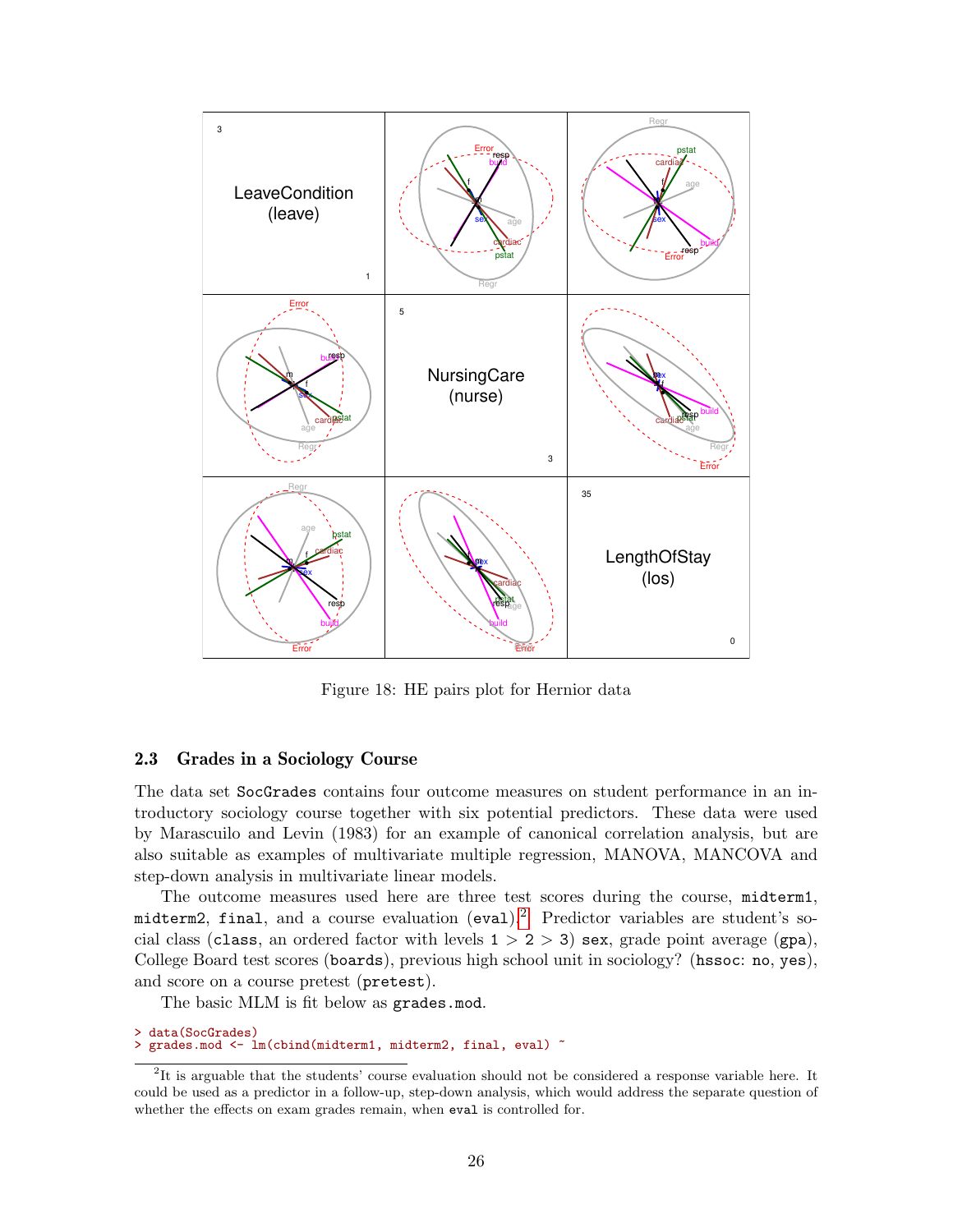Figure 18: HE pairs plot for Hernior data

### 2.3 Grades in a Sociology Course

The data set `SocGrades` contains four outcome measures on student performance in an introductory sociology course together with six potential predictors. These data were used by Marascuilo and Levin (1983) for an example of canonical correlation analysis, but are also suitable as examples of multivariate multiple regression, MANOVA, MANCOVA and step-down analysis in multivariate linear models.

The outcome measures used here are three test scores during the course, `midterm1`, `midterm2`, `final`, and a course evaluation (`eval`).[2] Predictor variables are student's social class (`class`, an ordered factor with levels `1` > `2` > `3`) `sex`, grade point average (`gpa`), College Board test scores (`boards`), previous high school unit in sociology? (`hssoc`: `no`, `yes`), and score on a course pretest (`pretest`).

The basic MLM is fit below as `grades.mod`.

```
> data(SocGrades)
> grades.mod <- lm(cbind(midterm1, midterm2, final, eval) ~
```

[2] It is arguable that the students' course evaluation should not be considered a response variable here. It could be used as a predictor in a follow-up, step-down analysis, which would address the separate question of whether the effects on exam grades remain, when `eval` is controlled for.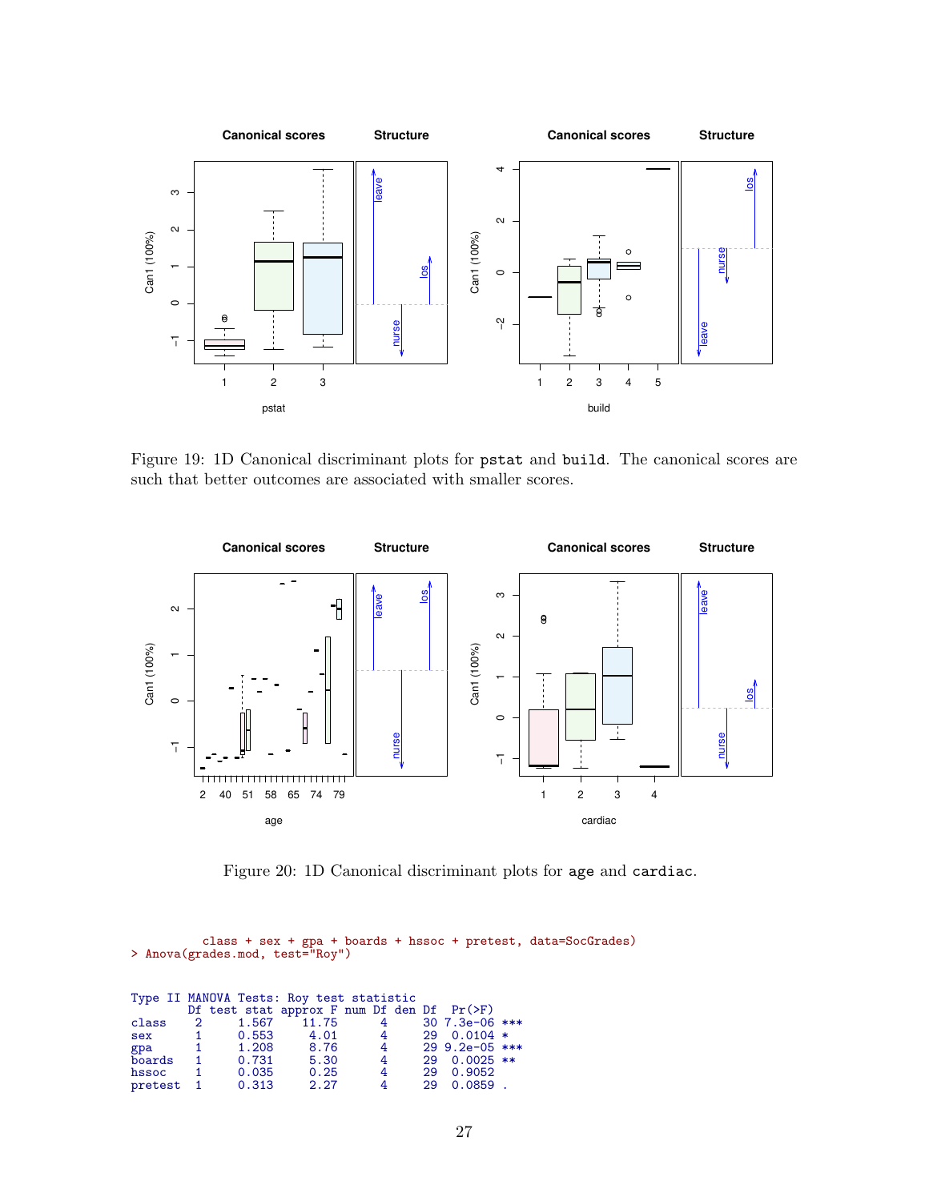Figure 19: 1D Canonical discriminant plots for pstat and build. The canonical scores are such that better outcomes are associated with smaller scores.

Figure 20: 1D Canonical discriminant plots for age and cardiac.

```
          class + sex + gpa + boards + hssoc + pretest, data=SocGrades)
> Anova(grades.mod, test="Roy")


Type II MANOVA Tests: Roy test statistic
        Df test stat approx F num Df den Df   Pr(>F)    
class    2     1.567    11.75      4     30  7.3e-06 ***
sex      1     0.553     4.01      4     29   0.0104 *  
gpa      1     1.208     8.76      4     29  9.2e-05 ***
boards   1     0.731     5.30      4     29   0.0025 ** 
hssoc    1     0.035     0.25      4     29   0.9052    
pretest  1     0.313     2.27      4     29   0.0859 .  
```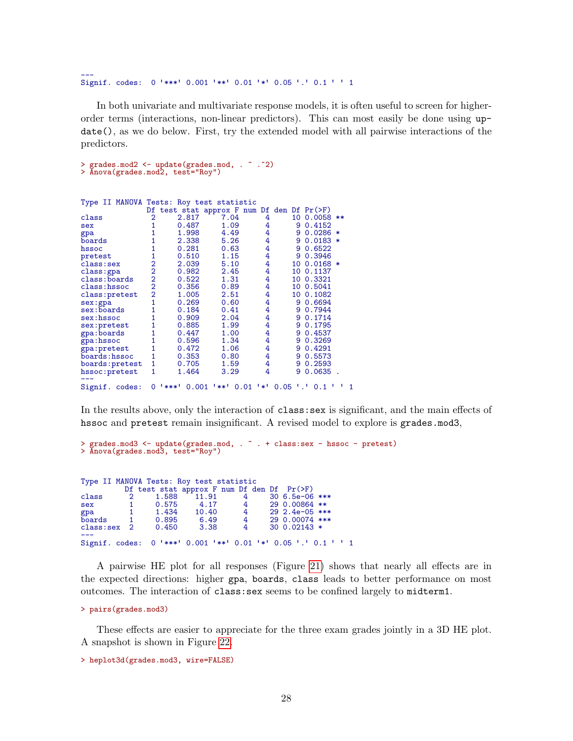```
---
Signif. codes:  0 '***' 0.001 '**' 0.01 '*' 0.05 '.' 0.1 ' ' 1
```

In both univariate and multivariate response models, it is often useful to screen for higher-order terms (interactions, non-linear predictors). This can most easily be done using `update()`, as we do below. First, try the extended model with all pairwise interactions of the predictors.

```
> grades.mod2 <- update(grades.mod, . ~ .^2)
> Anova(grades.mod2, test="Roy")
```

```
Type II MANOVA Tests: Roy test statistic
               Df test stat approx F num Df den Df Pr(>F)
class           2     2.817     7.04      4     10 0.0058 **
sex             1     0.487     1.09      4      9 0.4152
gpa             1     1.998     4.49      4      9 0.0286 *
boards          1     2.338     5.26      4      9 0.0183 *
hssoc           1     0.281     0.63      4      9 0.6522
pretest         1     0.510     1.15      4      9 0.3946
class:sex       2     2.039     5.10      4     10 0.0168 *
class:gpa       2     0.982     2.45      4     10 0.1137
class:boards    2     0.522     1.31      4     10 0.3321
class:hssoc     2     0.356     0.89      4     10 0.5041
class:pretest   2     1.005     2.51      4     10 0.1082
sex:gpa         1     0.269     0.60      4      9 0.6694
sex:boards      1     0.184     0.41      4      9 0.7944
sex:hssoc       1     0.909     2.04      4      9 0.1714
sex:pretest     1     0.885     1.99      4      9 0.1795
gpa:boards      1     0.447     1.00      4      9 0.4537
gpa:hssoc       1     0.596     1.34      4      9 0.3269
gpa:pretest     1     0.472     1.06      4      9 0.4291
boards:hssoc    1     0.353     0.80      4      9 0.5573
boards:pretest  1     0.705     1.59      4      9 0.2593
hssoc:pretest   1     1.464     3.29      4      9 0.0635 .
---
Signif. codes:  0 '***' 0.001 '**' 0.01 '*' 0.05 '.' 0.1 ' ' 1
```

In the results above, only the interaction of `class:sex` is significant, and the main effects of `hssoc` and `pretest` remain insignificant. A revised model to explore is `grades.mod3`,

```
> grades.mod3 <- update(grades.mod, . ~ . + class:sex - hssoc - pretest)
> Anova(grades.mod3, test="Roy")
```

```
Type II MANOVA Tests: Roy test statistic
          Df test stat approx F num Df den Df  Pr(>F)
class      2     1.588    11.91      4     30 6.5e-06 ***
sex        1     0.575     4.17      4     29 0.00864 **
gpa        1     1.434    10.40      4     29 2.4e-05 ***
boards     1     0.895     6.49      4     29 0.00074 ***
class:sex  2     0.450     3.38      4     30 0.02143 *
---
Signif. codes:  0 '***' 0.001 '**' 0.01 '*' 0.05 '.' 0.1 ' ' 1
```

A pairwise HE plot for all responses (Figure 21) shows that nearly all effects are in the expected directions: higher `gpa`, `boards`, `class` leads to better performance on most outcomes. The interaction of `class:sex` seems to be confined largely to `midterm1`.

```
> pairs(grades.mod3)
```

These effects are easier to appreciate for the three exam grades jointly in a 3D HE plot. A snapshot is shown in Figure 22.

```
> heplot3d(grades.mod3, wire=FALSE)
```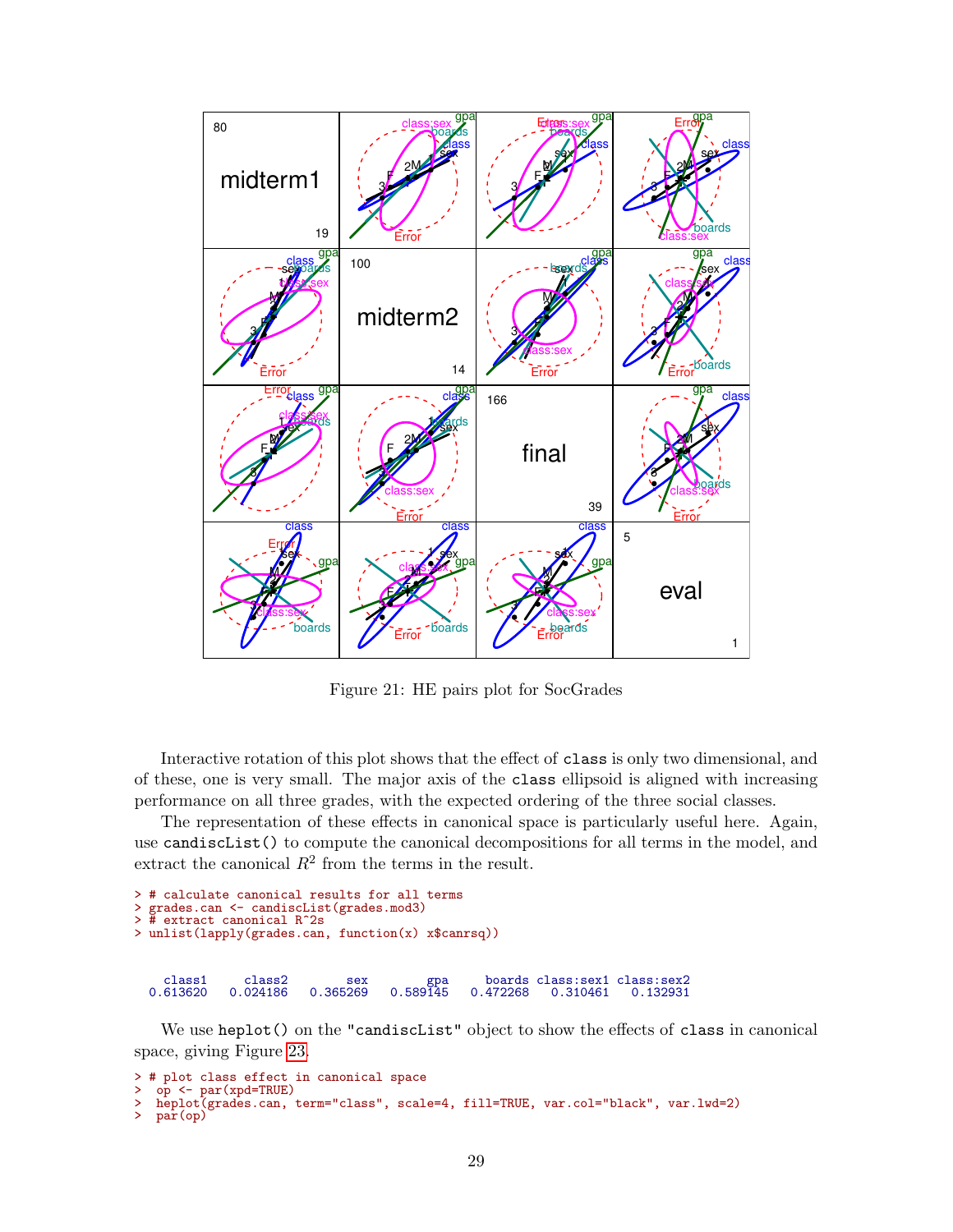Figure 21: HE pairs plot for SocGrades

Interactive rotation of this plot shows that the effect of `class` is only two dimensional, and of these, one is very small. The major axis of the `class` ellipsoid is aligned with increasing performance on all three grades, with the expected ordering of the three social classes.

The representation of these effects in canonical space is particularly useful here. Again, use `candiscList()` to compute the canonical decompositions for all terms in the model, and extract the canonical $R^2$ from the terms in the result.

```
> # calculate canonical results for all terms
> grades.can <- candiscList(grades.mod3)
> # extract canonical R^2s
> unlist(lapply(grades.can, function(x) x$canrsq))
```

```
   class1    class2       sex       gpa    boards class:sex1 class:sex2
 0.613620  0.024186  0.365269  0.589145  0.472268   0.310461   0.132931
```

We use `heplot()` on the `"candiscList"` object to show the effects of `class` in canonical space, giving Figure 23.

```
> # plot class effect in canonical space
>  op <- par(xpd=TRUE)
>  heplot(grades.can, term="class", scale=4, fill=TRUE, var.col="black", var.lwd=2)
>  par(op)
```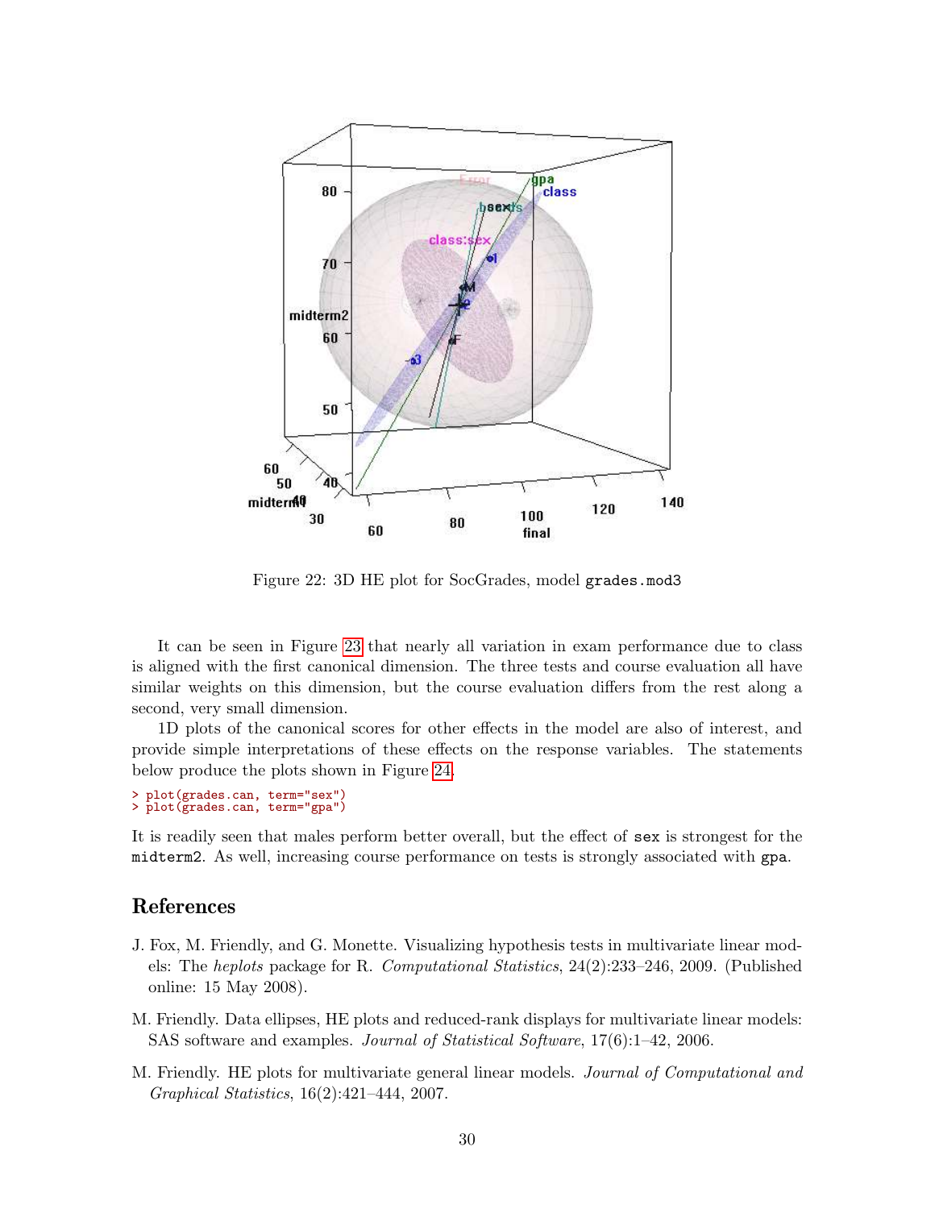Figure 22: 3D HE plot for SocGrades, model `grades.mod3`

It can be seen in Figure 23 that nearly all variation in exam performance due to class is aligned with the first canonical dimension. The three tests and course evaluation all have similar weights on this dimension, but the course evaluation differs from the rest along a second, very small dimension.

1D plots of the canonical scores for other effects in the model are also of interest, and provide simple interpretations of these effects on the response variables. The statements below produce the plots shown in Figure 24.

```
> plot(grades.can, term="sex")
> plot(grades.can, term="gpa")
```

It is readily seen that males perform better overall, but the effect of `sex` is strongest for the `midterm2`. As well, increasing course performance on tests is strongly associated with `gpa`.

## References

J. Fox, M. Friendly, and G. Monette. Visualizing hypothesis tests in multivariate linear models: The *heplots* package for R. *Computational Statistics*, 24(2):233–246, 2009. (Published online: 15 May 2008).

M. Friendly. Data ellipses, HE plots and reduced-rank displays for multivariate linear models: SAS software and examples. *Journal of Statistical Software*, 17(6):1–42, 2006.

M. Friendly. HE plots for multivariate general linear models. *Journal of Computational and Graphical Statistics*, 16(2):421–444, 2007.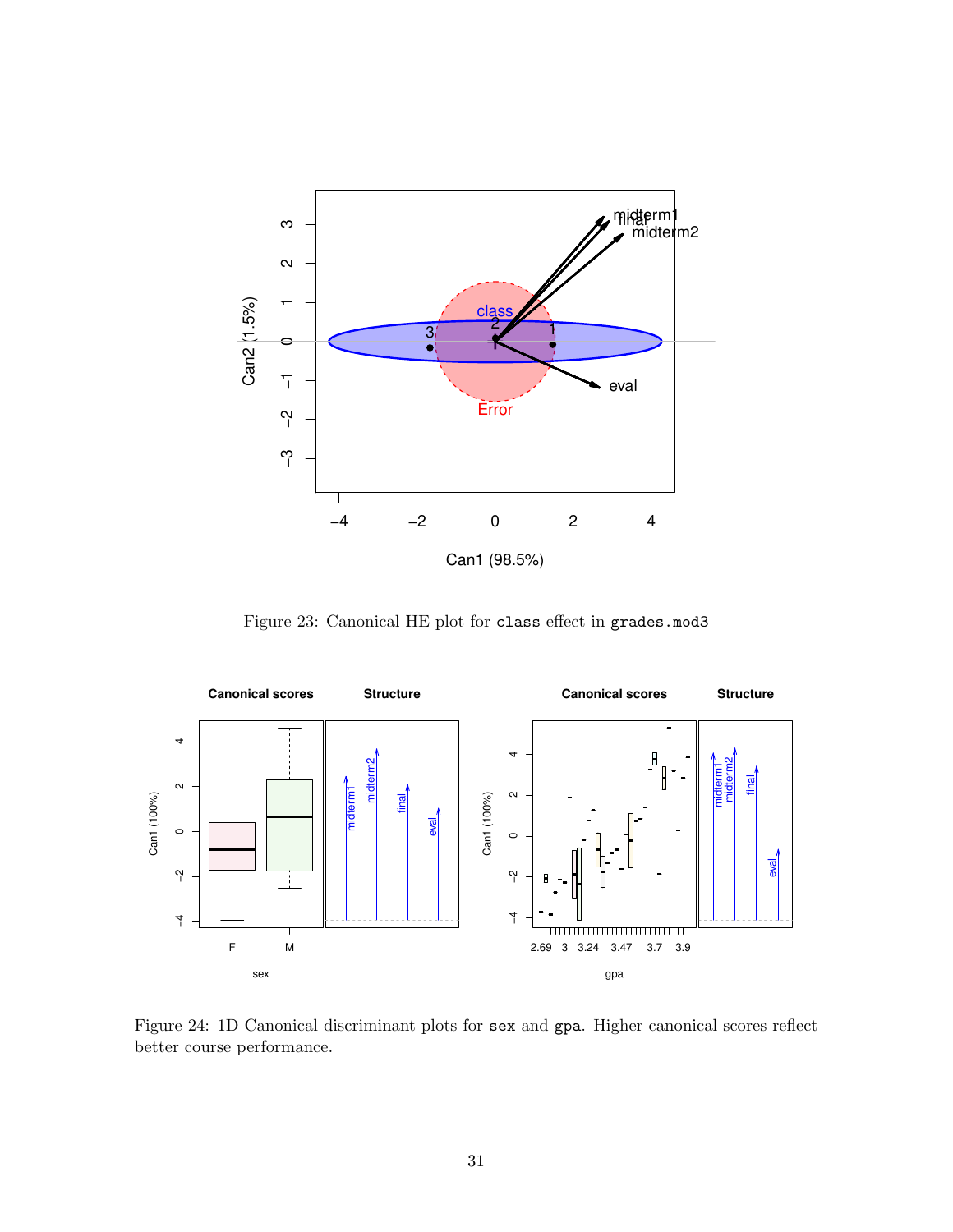Figure 23: Canonical HE plot for `class` effect in `grades.mod3`

Figure 24: 1D Canonical discriminant plots for `sex` and `gpa`. Higher canonical scores reflect better course performance.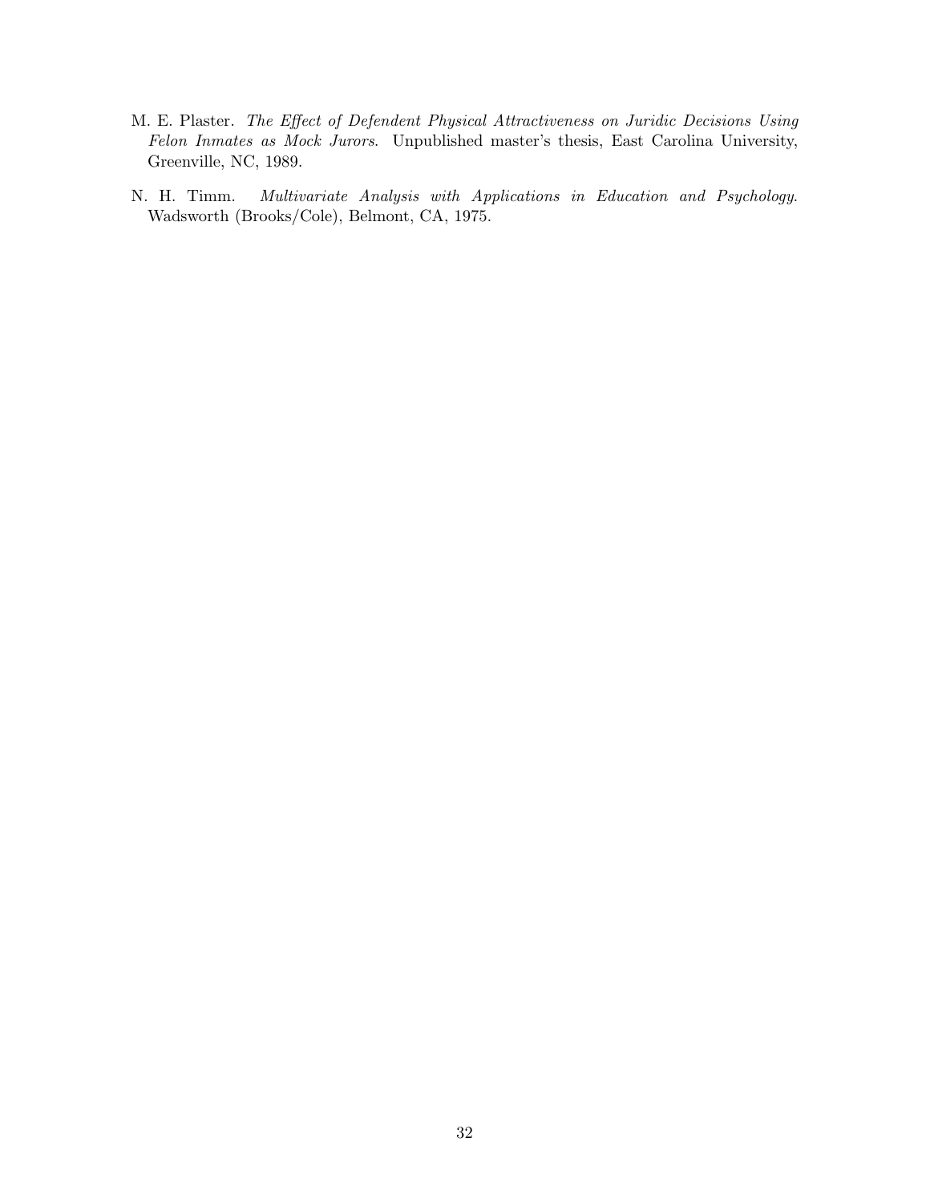M. E. Plaster. *The Effect of Defendent Physical Attractiveness on Juridic Decisions Using Felon Inmates as Mock Jurors.* Unpublished master's thesis, East Carolina University, Greenville, NC, 1989.

N. H. Timm. *Multivariate Analysis with Applications in Education and Psychology.* Wadsworth (Brooks/Cole), Belmont, CA, 1975.